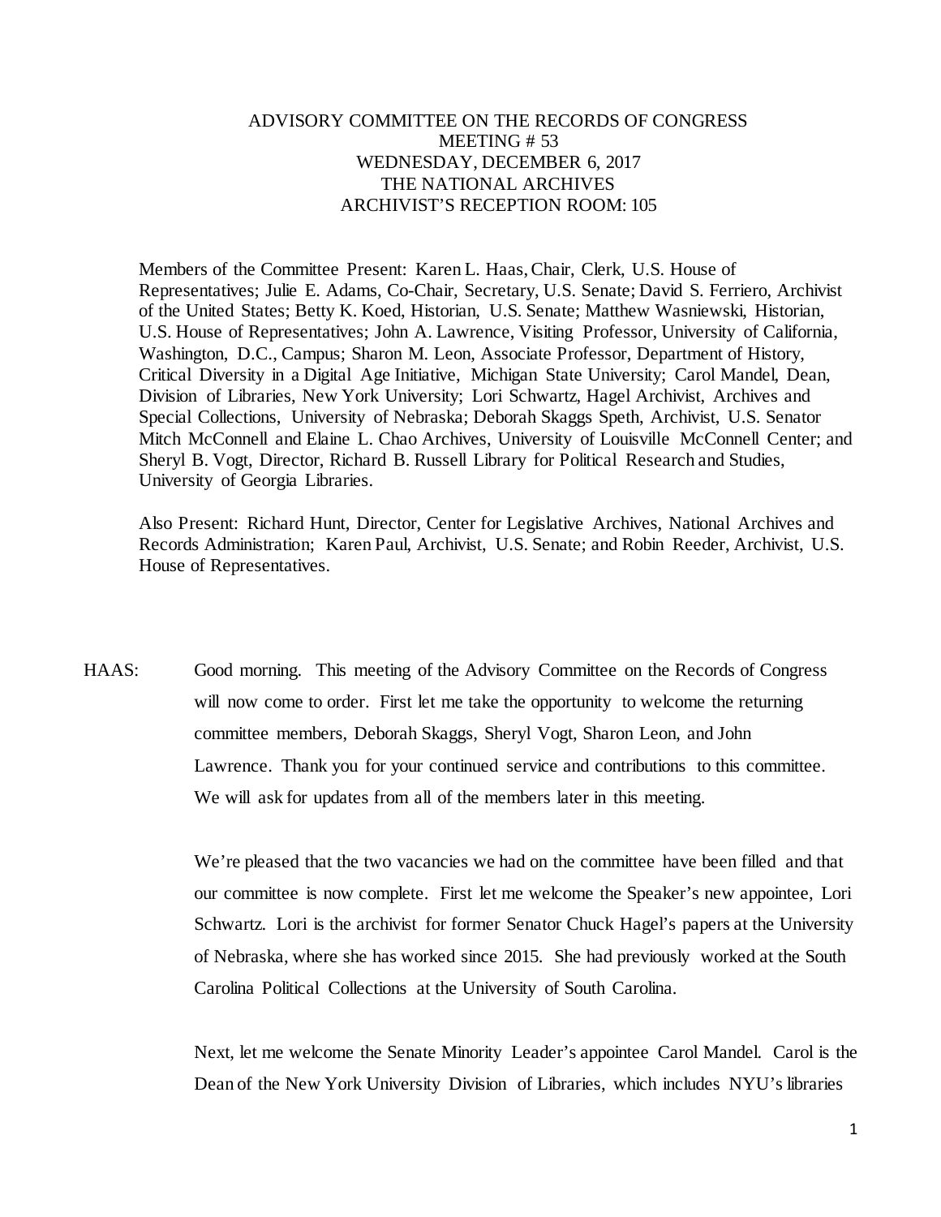# ADVISORY COMMITTEE ON THE RECORDS OF CONGRESS
## MEETING # 53
## WEDNESDAY, DECEMBER 6, 2017
## THE NATIONAL ARCHIVES
## ARCHIVIST'S RECEPTION ROOM: 105

Members of the Committee Present: Karen L. Haas, Chair, Clerk, U.S. House of Representatives; Julie E. Adams, Co-Chair, Secretary, U.S. Senate; David S. Ferriero, Archivist of the United States; Betty K. Koed, Historian, U.S. Senate; Matthew Wasniewski, Historian, U.S. House of Representatives; John A. Lawrence, Visiting Professor, University of California, Washington, D.C., Campus; Sharon M. Leon, Associate Professor, Department of History, Critical Diversity in a Digital Age Initiative, Michigan State University; Carol Mandel, Dean, Division of Libraries, New York University; Lori Schwartz, Hagel Archivist, Archives and Special Collections, University of Nebraska; Deborah Skaggs Speth, Archivist, U.S. Senator Mitch McConnell and Elaine L. Chao Archives, University of Louisville McConnell Center; and Sheryl B. Vogt, Director, Richard B. Russell Library for Political Research and Studies, University of Georgia Libraries.

Also Present: Richard Hunt, Director, Center for Legislative Archives, National Archives and Records Administration; Karen Paul, Archivist, U.S. Senate; and Robin Reeder, Archivist, U.S. House of Representatives.

HAAS: Good morning. This meeting of the Advisory Committee on the Records of Congress will now come to order. First let me take the opportunity to welcome the returning committee members, Deborah Skaggs, Sheryl Vogt, Sharon Leon, and John Lawrence. Thank you for your continued service and contributions to this committee. We will ask for updates from all of the members later in this meeting.

We're pleased that the two vacancies we had on the committee have been filled and that our committee is now complete. First let me welcome the Speaker's new appointee, Lori Schwartz. Lori is the archivist for former Senator Chuck Hagel's papers at the University of Nebraska, where she has worked since 2015. She had previously worked at the South Carolina Political Collections at the University of South Carolina.

Next, let me welcome the Senate Minority Leader's appointee Carol Mandel. Carol is the Dean of the New York University Division of Libraries, which includes NYU's libraries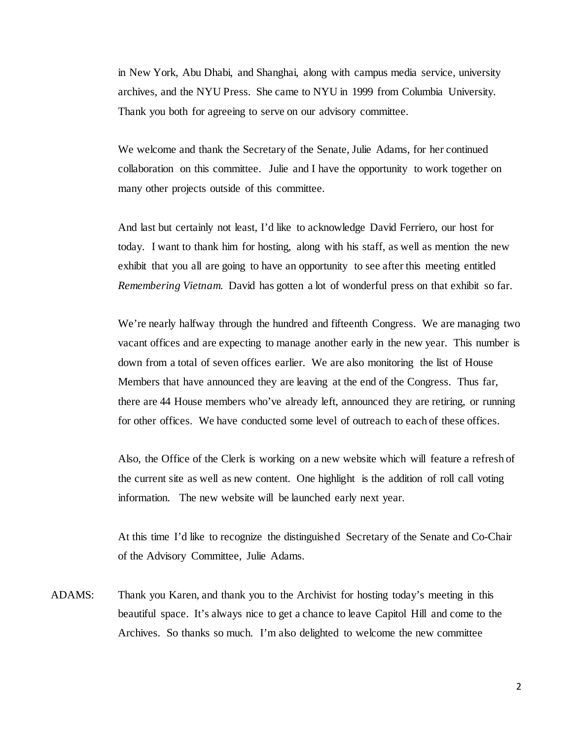in New York, Abu Dhabi, and Shanghai, along with campus media service, university archives, and the NYU Press. She came to NYU in 1999 from Columbia University. Thank you both for agreeing to serve on our advisory committee.

We welcome and thank the Secretary of the Senate, Julie Adams, for her continued collaboration on this committee. Julie and I have the opportunity to work together on many other projects outside of this committee.

And last but certainly not least, I'd like to acknowledge David Ferriero, our host for today. I want to thank him for hosting, along with his staff, as well as mention the new exhibit that you all are going to have an opportunity to see after this meeting entitled *Remembering Vietnam*. David has gotten a lot of wonderful press on that exhibit so far.

We're nearly halfway through the hundred and fifteenth Congress. We are managing two vacant offices and are expecting to manage another early in the new year. This number is down from a total of seven offices earlier. We are also monitoring the list of House Members that have announced they are leaving at the end of the Congress. Thus far, there are 44 House members who've already left, announced they are retiring, or running for other offices. We have conducted some level of outreach to each of these offices.

Also, the Office of the Clerk is working on a new website which will feature a refresh of the current site as well as new content. One highlight is the addition of roll call voting information. The new website will be launched early next year.

At this time I'd like to recognize the distinguished Secretary of the Senate and Co-Chair of the Advisory Committee, Julie Adams.

ADAMS: Thank you Karen, and thank you to the Archivist for hosting today's meeting in this beautiful space. It's always nice to get a chance to leave Capitol Hill and come to the Archives. So thanks so much. I'm also delighted to welcome the new committee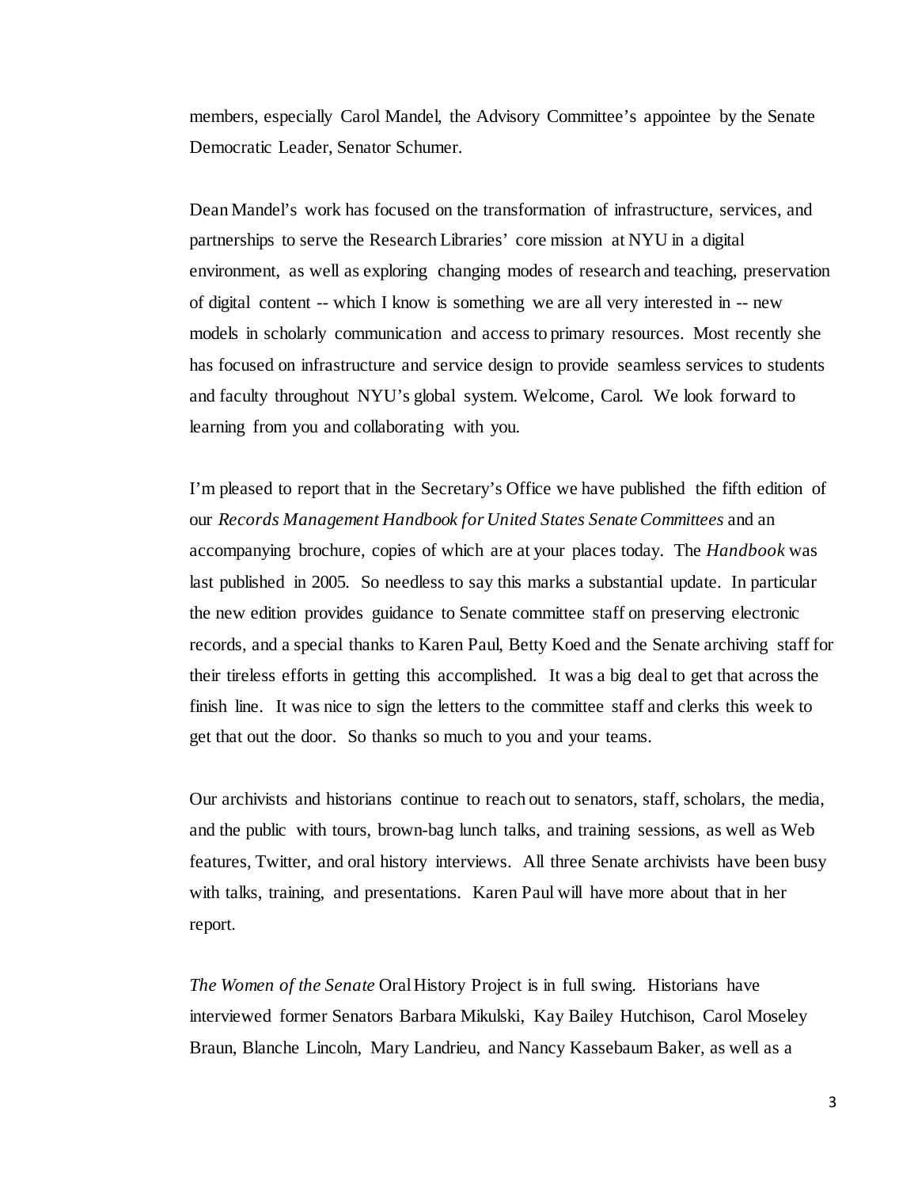members, especially Carol Mandel, the Advisory Committee's appointee by the Senate Democratic Leader, Senator Schumer.

Dean Mandel's work has focused on the transformation of infrastructure, services, and partnerships to serve the Research Libraries' core mission at NYU in a digital environment, as well as exploring changing modes of research and teaching, preservation of digital content -- which I know is something we are all very interested in -- new models in scholarly communication and access to primary resources. Most recently she has focused on infrastructure and service design to provide seamless services to students and faculty throughout NYU's global system. Welcome, Carol. We look forward to learning from you and collaborating with you.

I'm pleased to report that in the Secretary's Office we have published the fifth edition of our *Records Management Handbook for United States Senate Committees* and an accompanying brochure, copies of which are at your places today. The *Handbook* was last published in 2005. So needless to say this marks a substantial update. In particular the new edition provides guidance to Senate committee staff on preserving electronic records, and a special thanks to Karen Paul, Betty Koed and the Senate archiving staff for their tireless efforts in getting this accomplished. It was a big deal to get that across the finish line. It was nice to sign the letters to the committee staff and clerks this week to get that out the door. So thanks so much to you and your teams.

Our archivists and historians continue to reach out to senators, staff, scholars, the media, and the public with tours, brown-bag lunch talks, and training sessions, as well as Web features, Twitter, and oral history interviews. All three Senate archivists have been busy with talks, training, and presentations. Karen Paul will have more about that in her report.

*The Women of the Senate* Oral History Project is in full swing. Historians have interviewed former Senators Barbara Mikulski, Kay Bailey Hutchison, Carol Moseley Braun, Blanche Lincoln, Mary Landrieu, and Nancy Kassebaum Baker, as well as a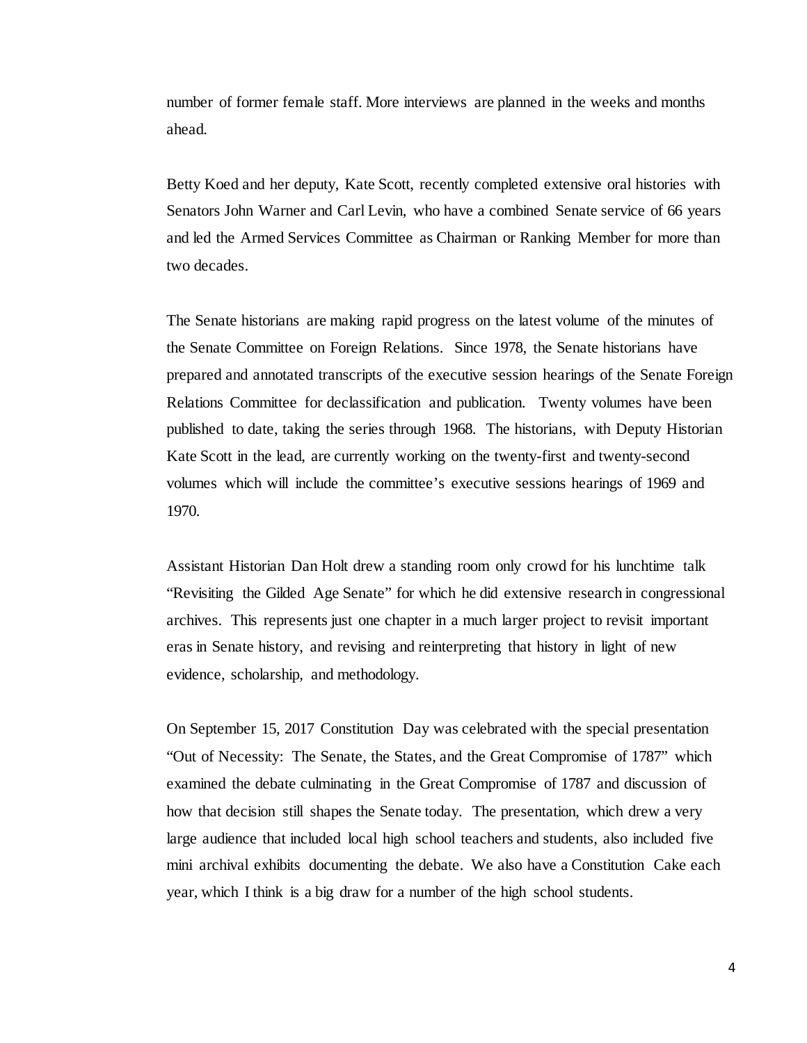number of former female staff. More interviews are planned in the weeks and months ahead.

Betty Koed and her deputy, Kate Scott, recently completed extensive oral histories with Senators John Warner and Carl Levin, who have a combined Senate service of 66 years and led the Armed Services Committee as Chairman or Ranking Member for more than two decades.

The Senate historians are making rapid progress on the latest volume of the minutes of the Senate Committee on Foreign Relations. Since 1978, the Senate historians have prepared and annotated transcripts of the executive session hearings of the Senate Foreign Relations Committee for declassification and publication. Twenty volumes have been published to date, taking the series through 1968. The historians, with Deputy Historian Kate Scott in the lead, are currently working on the twenty-first and twenty-second volumes which will include the committee's executive sessions hearings of 1969 and 1970.

Assistant Historian Dan Holt drew a standing room only crowd for his lunchtime talk "Revisiting the Gilded Age Senate" for which he did extensive research in congressional archives. This represents just one chapter in a much larger project to revisit important eras in Senate history, and revising and reinterpreting that history in light of new evidence, scholarship, and methodology.

On September 15, 2017 Constitution Day was celebrated with the special presentation "Out of Necessity: The Senate, the States, and the Great Compromise of 1787" which examined the debate culminating in the Great Compromise of 1787 and discussion of how that decision still shapes the Senate today. The presentation, which drew a very large audience that included local high school teachers and students, also included five mini archival exhibits documenting the debate. We also have a Constitution Cake each year, which I think is a big draw for a number of the high school students.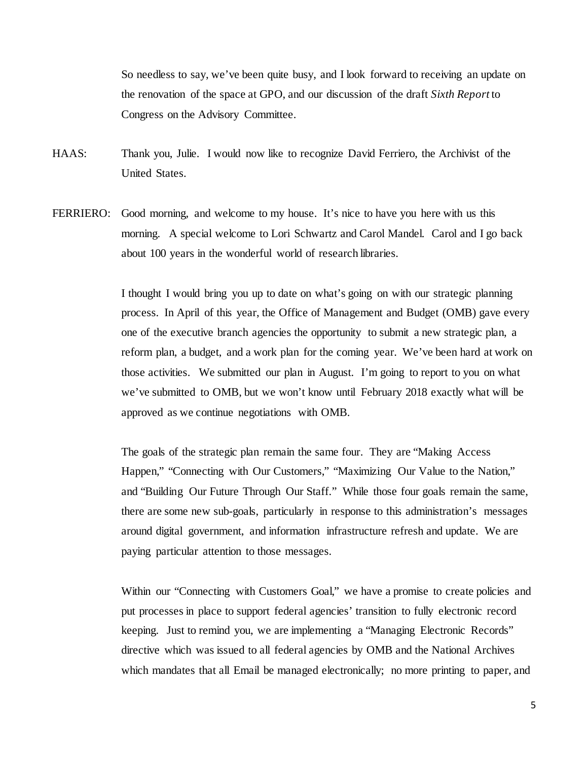So needless to say, we've been quite busy, and I look forward to receiving an update on the renovation of the space at GPO, and our discussion of the draft *Sixth Report* to Congress on the Advisory Committee.

HAAS: Thank you, Julie. I would now like to recognize David Ferriero, the Archivist of the United States.

FERRIERO: Good morning, and welcome to my house. It's nice to have you here with us this morning. A special welcome to Lori Schwartz and Carol Mandel. Carol and I go back about 100 years in the wonderful world of research libraries.

I thought I would bring you up to date on what's going on with our strategic planning process. In April of this year, the Office of Management and Budget (OMB) gave every one of the executive branch agencies the opportunity to submit a new strategic plan, a reform plan, a budget, and a work plan for the coming year. We've been hard at work on those activities. We submitted our plan in August. I'm going to report to you on what we've submitted to OMB, but we won't know until February 2018 exactly what will be approved as we continue negotiations with OMB.

The goals of the strategic plan remain the same four. They are "Making Access Happen," "Connecting with Our Customers," "Maximizing Our Value to the Nation," and "Building Our Future Through Our Staff." While those four goals remain the same, there are some new sub-goals, particularly in response to this administration's messages around digital government, and information infrastructure refresh and update. We are paying particular attention to those messages.

Within our "Connecting with Customers Goal," we have a promise to create policies and put processes in place to support federal agencies' transition to fully electronic record keeping. Just to remind you, we are implementing a "Managing Electronic Records" directive which was issued to all federal agencies by OMB and the National Archives which mandates that all Email be managed electronically; no more printing to paper, and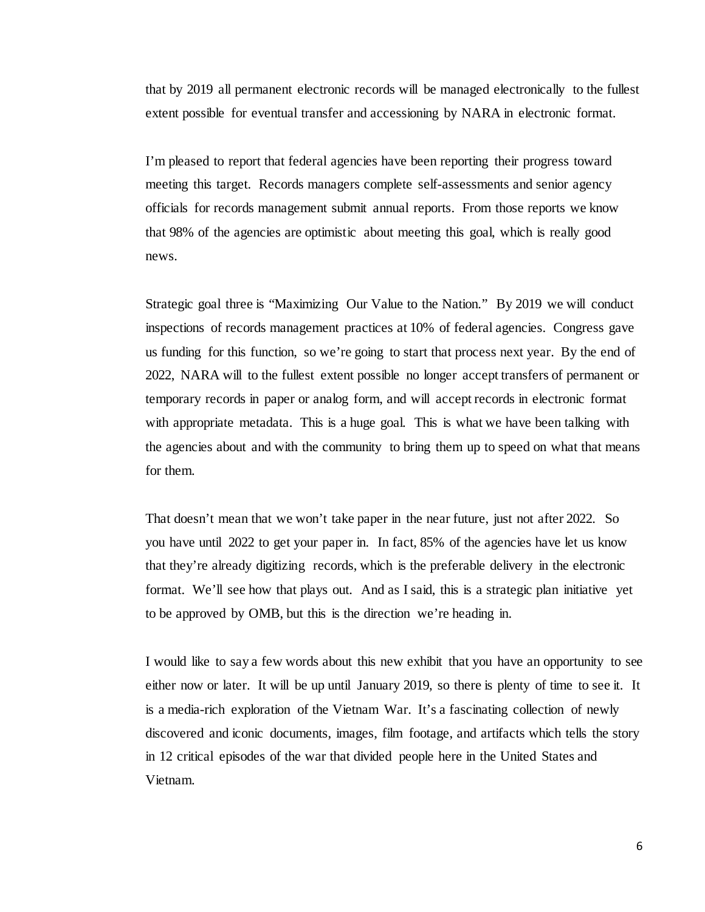that by 2019 all permanent electronic records will be managed electronically to the fullest extent possible for eventual transfer and accessioning by NARA in electronic format.

I'm pleased to report that federal agencies have been reporting their progress toward meeting this target. Records managers complete self-assessments and senior agency officials for records management submit annual reports. From those reports we know that 98% of the agencies are optimistic about meeting this goal, which is really good news.

Strategic goal three is "Maximizing Our Value to the Nation." By 2019 we will conduct inspections of records management practices at 10% of federal agencies. Congress gave us funding for this function, so we're going to start that process next year. By the end of 2022, NARA will to the fullest extent possible no longer accept transfers of permanent or temporary records in paper or analog form, and will accept records in electronic format with appropriate metadata. This is a huge goal. This is what we have been talking with the agencies about and with the community to bring them up to speed on what that means for them.

That doesn't mean that we won't take paper in the near future, just not after 2022. So you have until 2022 to get your paper in. In fact, 85% of the agencies have let us know that they're already digitizing records, which is the preferable delivery in the electronic format. We'll see how that plays out. And as I said, this is a strategic plan initiative yet to be approved by OMB, but this is the direction we're heading in.

I would like to say a few words about this new exhibit that you have an opportunity to see either now or later. It will be up until January 2019, so there is plenty of time to see it. It is a media-rich exploration of the Vietnam War. It's a fascinating collection of newly discovered and iconic documents, images, film footage, and artifacts which tells the story in 12 critical episodes of the war that divided people here in the United States and Vietnam.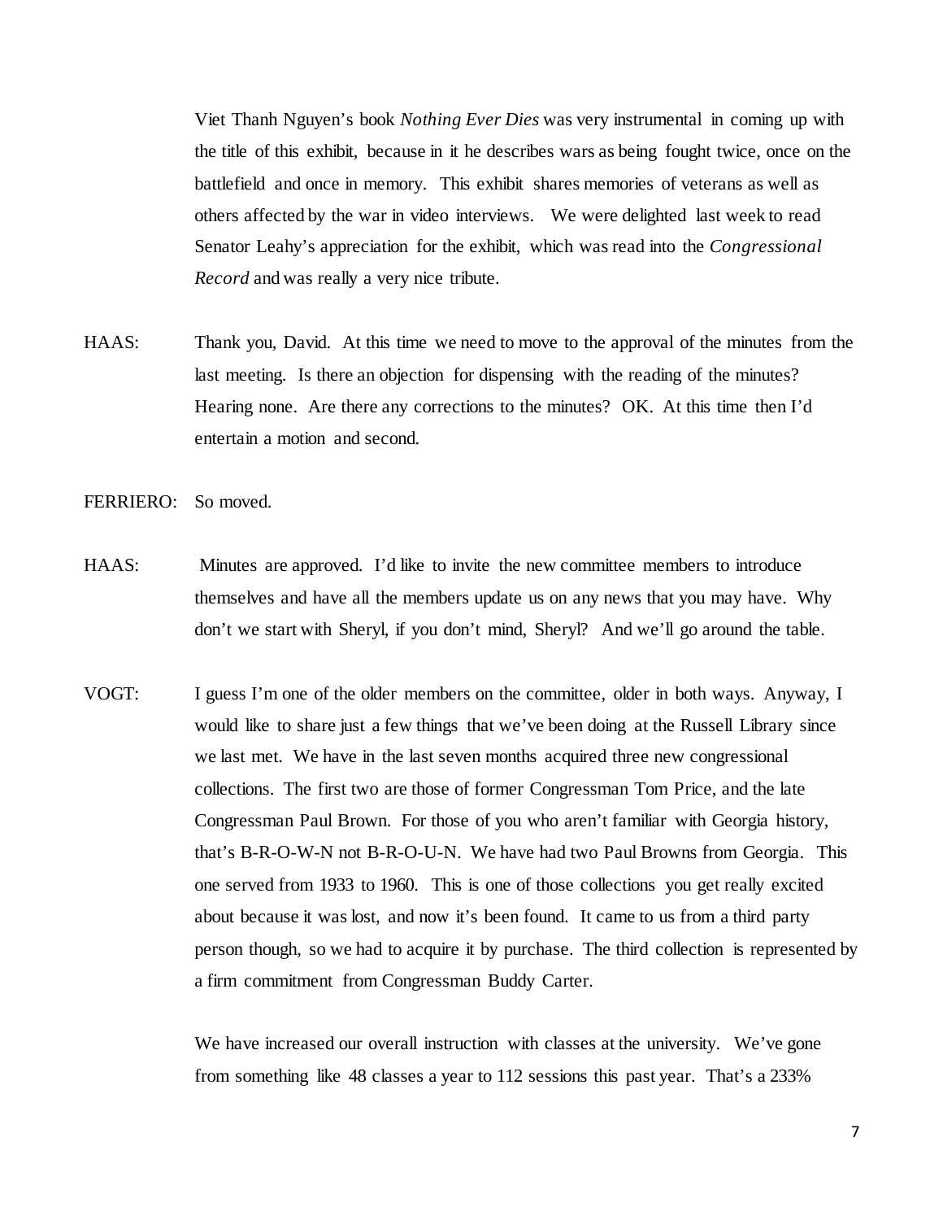Viet Thanh Nguyen's book *Nothing Ever Dies* was very instrumental in coming up with the title of this exhibit, because in it he describes wars as being fought twice, once on the battlefield and once in memory. This exhibit shares memories of veterans as well as others affected by the war in video interviews. We were delighted last week to read Senator Leahy's appreciation for the exhibit, which was read into the *Congressional Record* and was really a very nice tribute.

HAAS: Thank you, David. At this time we need to move to the approval of the minutes from the last meeting. Is there an objection for dispensing with the reading of the minutes? Hearing none. Are there any corrections to the minutes? OK. At this time then I'd entertain a motion and second.

FERRIERO: So moved.

HAAS: Minutes are approved. I'd like to invite the new committee members to introduce themselves and have all the members update us on any news that you may have. Why don't we start with Sheryl, if you don't mind, Sheryl? And we'll go around the table.

VOGT: I guess I'm one of the older members on the committee, older in both ways. Anyway, I would like to share just a few things that we've been doing at the Russell Library since we last met. We have in the last seven months acquired three new congressional collections. The first two are those of former Congressman Tom Price, and the late Congressman Paul Brown. For those of you who aren't familiar with Georgia history, that's B-R-O-W-N not B-R-O-U-N. We have had two Paul Browns from Georgia. This one served from 1933 to 1960. This is one of those collections you get really excited about because it was lost, and now it's been found. It came to us from a third party person though, so we had to acquire it by purchase. The third collection is represented by a firm commitment from Congressman Buddy Carter.

We have increased our overall instruction with classes at the university. We've gone from something like 48 classes a year to 112 sessions this past year. That's a 233%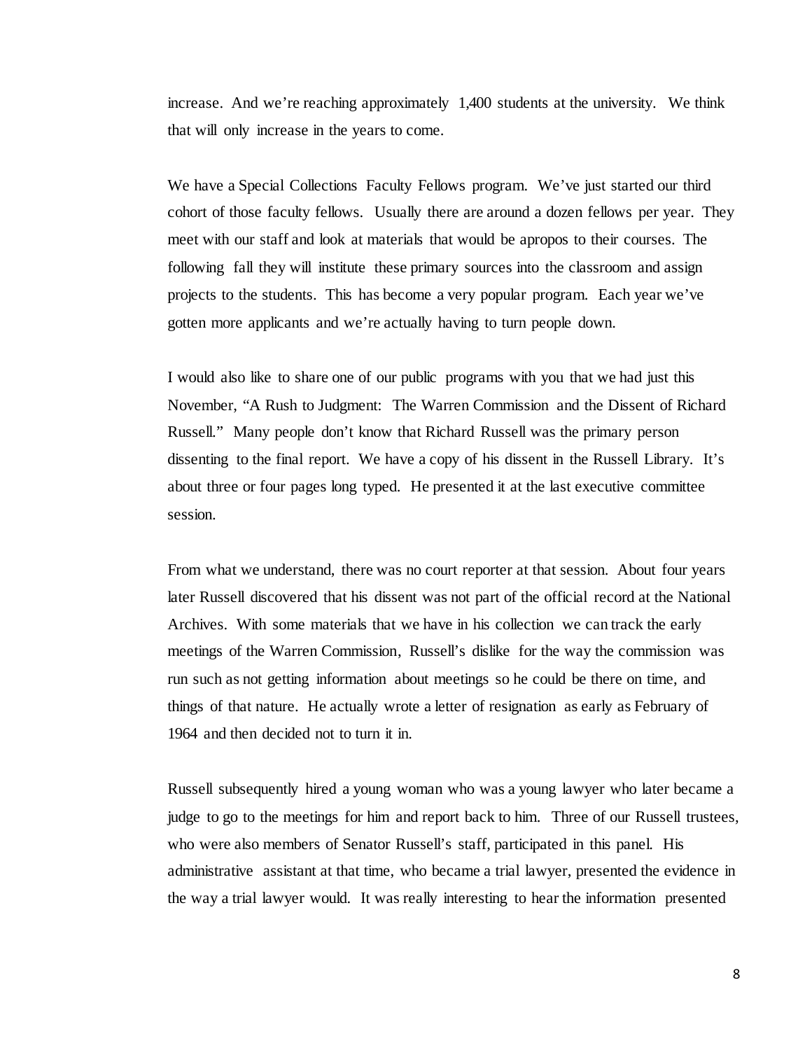increase. And we're reaching approximately 1,400 students at the university. We think that will only increase in the years to come.

We have a Special Collections Faculty Fellows program. We've just started our third cohort of those faculty fellows. Usually there are around a dozen fellows per year. They meet with our staff and look at materials that would be apropos to their courses. The following fall they will institute these primary sources into the classroom and assign projects to the students. This has become a very popular program. Each year we've gotten more applicants and we're actually having to turn people down.

I would also like to share one of our public programs with you that we had just this November, "A Rush to Judgment: The Warren Commission and the Dissent of Richard Russell." Many people don't know that Richard Russell was the primary person dissenting to the final report. We have a copy of his dissent in the Russell Library. It's about three or four pages long typed. He presented it at the last executive committee session.

From what we understand, there was no court reporter at that session. About four years later Russell discovered that his dissent was not part of the official record at the National Archives. With some materials that we have in his collection we can track the early meetings of the Warren Commission, Russell's dislike for the way the commission was run such as not getting information about meetings so he could be there on time, and things of that nature. He actually wrote a letter of resignation as early as February of 1964 and then decided not to turn it in.

Russell subsequently hired a young woman who was a young lawyer who later became a judge to go to the meetings for him and report back to him. Three of our Russell trustees, who were also members of Senator Russell's staff, participated in this panel. His administrative assistant at that time, who became a trial lawyer, presented the evidence in the way a trial lawyer would. It was really interesting to hear the information presented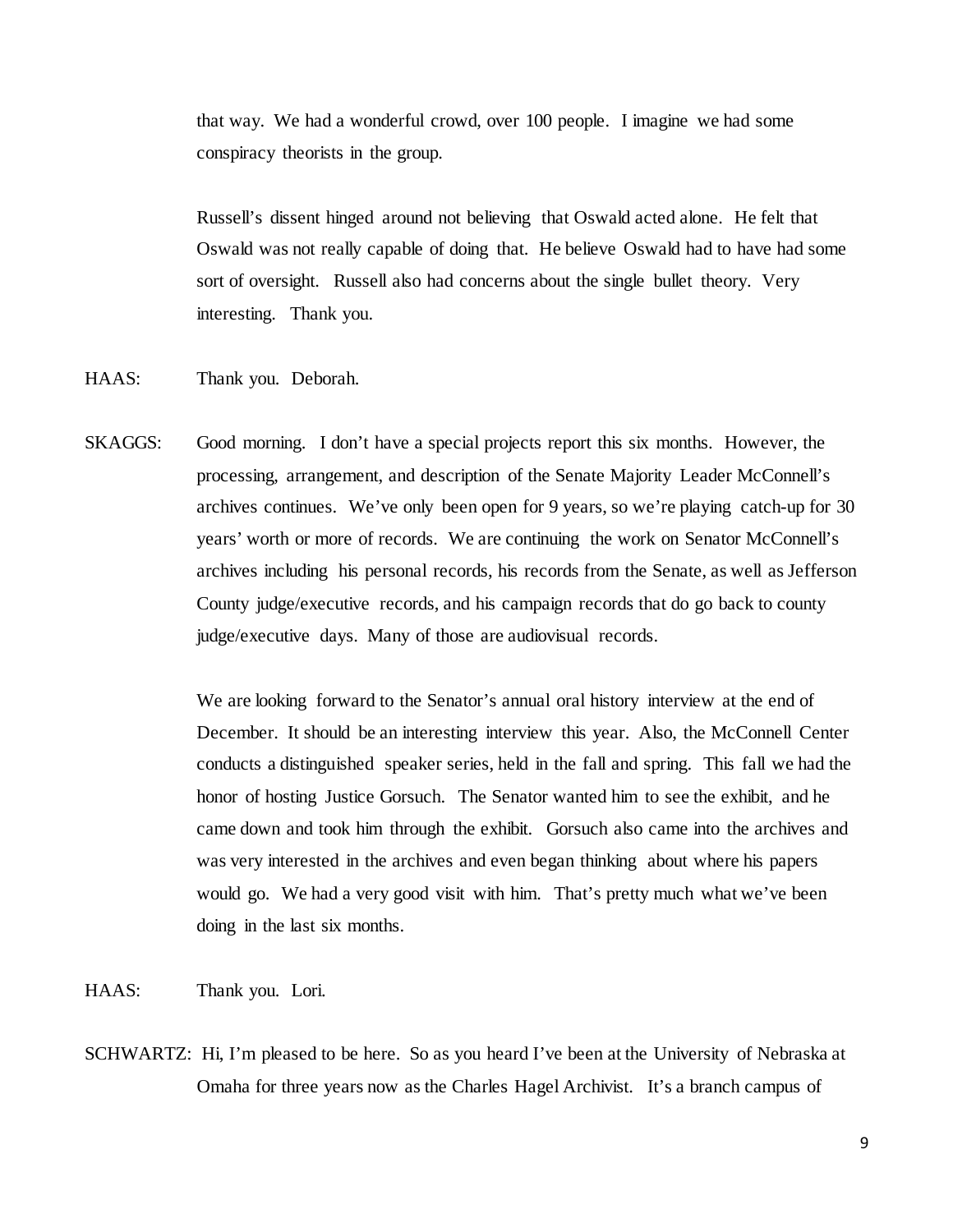that way. We had a wonderful crowd, over 100 people. I imagine we had some conspiracy theorists in the group.

Russell's dissent hinged around not believing that Oswald acted alone. He felt that Oswald was not really capable of doing that. He believe Oswald had to have had some sort of oversight. Russell also had concerns about the single bullet theory. Very interesting. Thank you.

HAAS: Thank you. Deborah.

SKAGGS: Good morning. I don't have a special projects report this six months. However, the processing, arrangement, and description of the Senate Majority Leader McConnell's archives continues. We've only been open for 9 years, so we're playing catch-up for 30 years' worth or more of records. We are continuing the work on Senator McConnell's archives including his personal records, his records from the Senate, as well as Jefferson County judge/executive records, and his campaign records that do go back to county judge/executive days. Many of those are audiovisual records.

We are looking forward to the Senator's annual oral history interview at the end of December. It should be an interesting interview this year. Also, the McConnell Center conducts a distinguished speaker series, held in the fall and spring. This fall we had the honor of hosting Justice Gorsuch. The Senator wanted him to see the exhibit, and he came down and took him through the exhibit. Gorsuch also came into the archives and was very interested in the archives and even began thinking about where his papers would go. We had a very good visit with him. That's pretty much what we've been doing in the last six months.

HAAS: Thank you. Lori.

SCHWARTZ: Hi, I'm pleased to be here. So as you heard I've been at the University of Nebraska at Omaha for three years now as the Charles Hagel Archivist. It's a branch campus of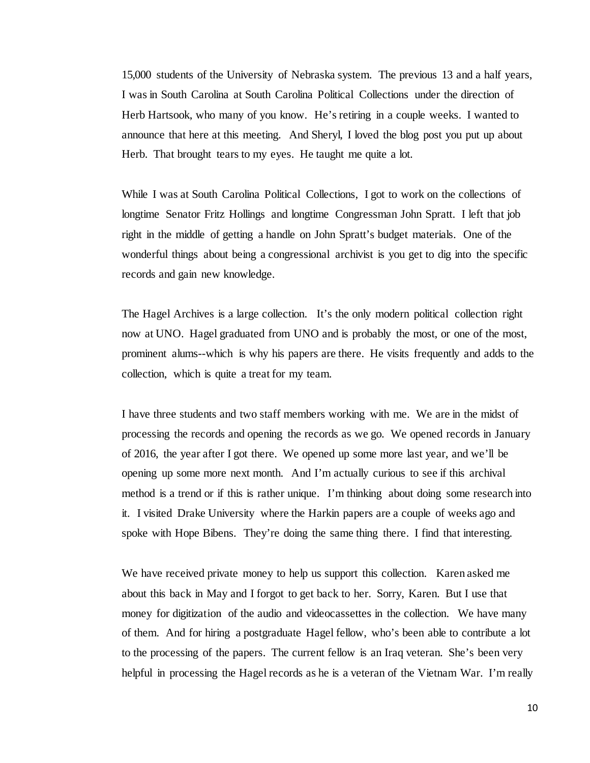15,000 students of the University of Nebraska system. The previous 13 and a half years, I was in South Carolina at South Carolina Political Collections under the direction of Herb Hartsook, who many of you know. He's retiring in a couple weeks. I wanted to announce that here at this meeting. And Sheryl, I loved the blog post you put up about Herb. That brought tears to my eyes. He taught me quite a lot.

While I was at South Carolina Political Collections, I got to work on the collections of longtime Senator Fritz Hollings and longtime Congressman John Spratt. I left that job right in the middle of getting a handle on John Spratt's budget materials. One of the wonderful things about being a congressional archivist is you get to dig into the specific records and gain new knowledge.

The Hagel Archives is a large collection. It's the only modern political collection right now at UNO. Hagel graduated from UNO and is probably the most, or one of the most, prominent alums--which is why his papers are there. He visits frequently and adds to the collection, which is quite a treat for my team.

I have three students and two staff members working with me. We are in the midst of processing the records and opening the records as we go. We opened records in January of 2016, the year after I got there. We opened up some more last year, and we'll be opening up some more next month. And I'm actually curious to see if this archival method is a trend or if this is rather unique. I'm thinking about doing some research into it. I visited Drake University where the Harkin papers are a couple of weeks ago and spoke with Hope Bibens. They're doing the same thing there. I find that interesting.

We have received private money to help us support this collection. Karen asked me about this back in May and I forgot to get back to her. Sorry, Karen. But I use that money for digitization of the audio and videocassettes in the collection. We have many of them. And for hiring a postgraduate Hagel fellow, who's been able to contribute a lot to the processing of the papers. The current fellow is an Iraq veteran. She's been very helpful in processing the Hagel records as he is a veteran of the Vietnam War. I'm really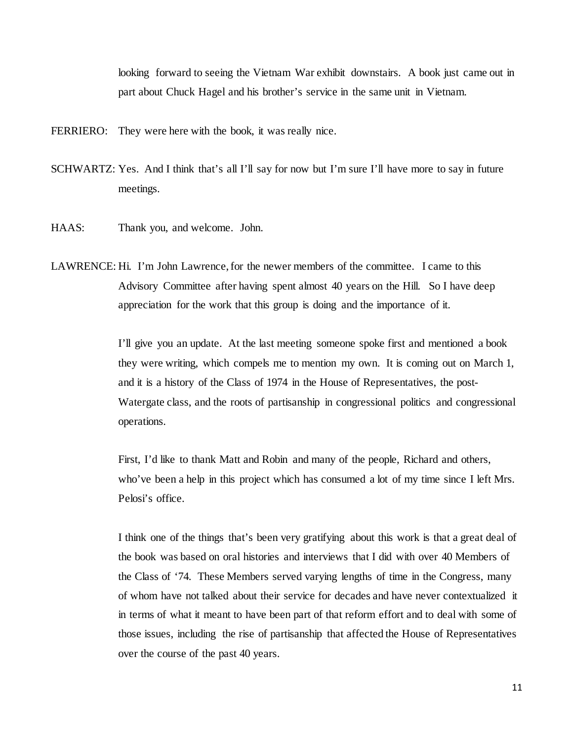looking forward to seeing the Vietnam War exhibit downstairs. A book just came out in part about Chuck Hagel and his brother's service in the same unit in Vietnam.

FERRIERO: They were here with the book, it was really nice.

SCHWARTZ: Yes. And I think that's all I'll say for now but I'm sure I'll have more to say in future meetings.

HAAS: Thank you, and welcome. John.

LAWRENCE: Hi. I'm John Lawrence, for the newer members of the committee. I came to this Advisory Committee after having spent almost 40 years on the Hill. So I have deep appreciation for the work that this group is doing and the importance of it.

I'll give you an update. At the last meeting someone spoke first and mentioned a book they were writing, which compels me to mention my own. It is coming out on March 1, and it is a history of the Class of 1974 in the House of Representatives, the post-Watergate class, and the roots of partisanship in congressional politics and congressional operations.

First, I'd like to thank Matt and Robin and many of the people, Richard and others, who've been a help in this project which has consumed a lot of my time since I left Mrs. Pelosi's office.

I think one of the things that's been very gratifying about this work is that a great deal of the book was based on oral histories and interviews that I did with over 40 Members of the Class of '74. These Members served varying lengths of time in the Congress, many of whom have not talked about their service for decades and have never contextualized it in terms of what it meant to have been part of that reform effort and to deal with some of those issues, including the rise of partisanship that affected the House of Representatives over the course of the past 40 years.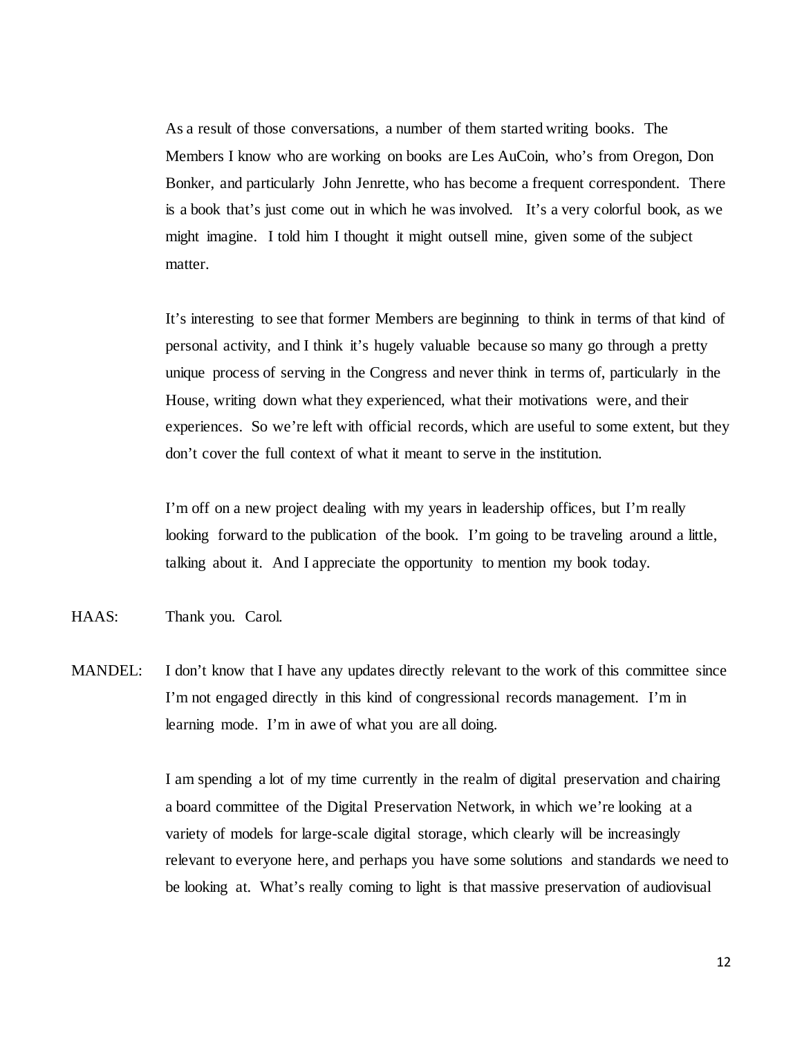As a result of those conversations, a number of them started writing books. The Members I know who are working on books are Les AuCoin, who's from Oregon, Don Bonker, and particularly John Jenrette, who has become a frequent correspondent. There is a book that's just come out in which he was involved. It's a very colorful book, as we might imagine. I told him I thought it might outsell mine, given some of the subject matter.

It's interesting to see that former Members are beginning to think in terms of that kind of personal activity, and I think it's hugely valuable because so many go through a pretty unique process of serving in the Congress and never think in terms of, particularly in the House, writing down what they experienced, what their motivations were, and their experiences. So we're left with official records, which are useful to some extent, but they don't cover the full context of what it meant to serve in the institution.

I'm off on a new project dealing with my years in leadership offices, but I'm really looking forward to the publication of the book. I'm going to be traveling around a little, talking about it. And I appreciate the opportunity to mention my book today.

HAAS: Thank you. Carol.

MANDEL: I don't know that I have any updates directly relevant to the work of this committee since I'm not engaged directly in this kind of congressional records management. I'm in learning mode. I'm in awe of what you are all doing.

I am spending a lot of my time currently in the realm of digital preservation and chairing a board committee of the Digital Preservation Network, in which we're looking at a variety of models for large-scale digital storage, which clearly will be increasingly relevant to everyone here, and perhaps you have some solutions and standards we need to be looking at. What's really coming to light is that massive preservation of audiovisual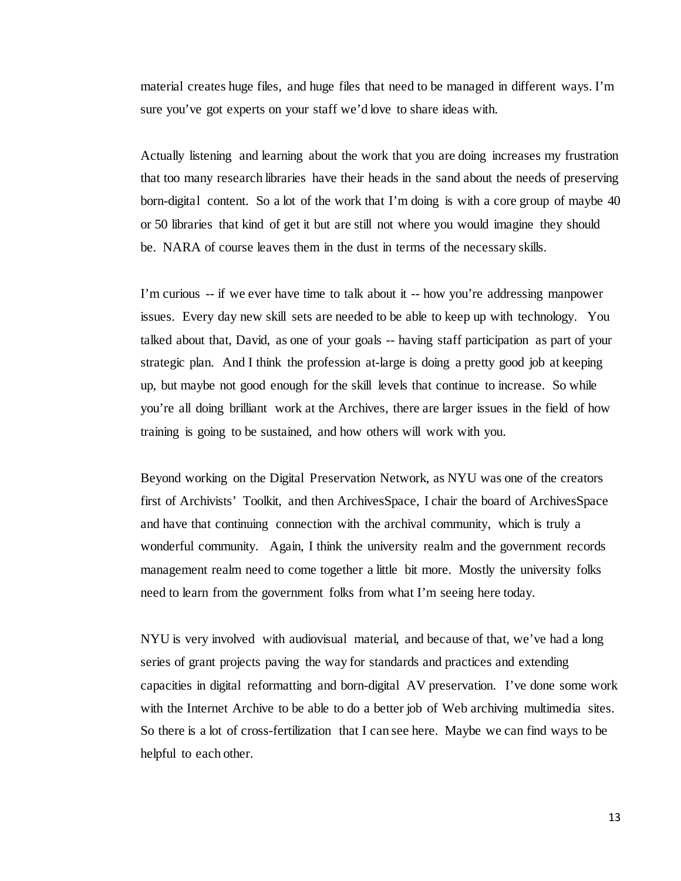material creates huge files, and huge files that need to be managed in different ways. I'm sure you've got experts on your staff we'd love to share ideas with.

Actually listening and learning about the work that you are doing increases my frustration that too many research libraries have their heads in the sand about the needs of preserving born-digital content. So a lot of the work that I'm doing is with a core group of maybe 40 or 50 libraries that kind of get it but are still not where you would imagine they should be. NARA of course leaves them in the dust in terms of the necessary skills.

I'm curious -- if we ever have time to talk about it -- how you're addressing manpower issues. Every day new skill sets are needed to be able to keep up with technology. You talked about that, David, as one of your goals -- having staff participation as part of your strategic plan. And I think the profession at-large is doing a pretty good job at keeping up, but maybe not good enough for the skill levels that continue to increase. So while you're all doing brilliant work at the Archives, there are larger issues in the field of how training is going to be sustained, and how others will work with you.

Beyond working on the Digital Preservation Network, as NYU was one of the creators first of Archivists' Toolkit, and then ArchivesSpace, I chair the board of ArchivesSpace and have that continuing connection with the archival community, which is truly a wonderful community. Again, I think the university realm and the government records management realm need to come together a little bit more. Mostly the university folks need to learn from the government folks from what I'm seeing here today.

NYU is very involved with audiovisual material, and because of that, we've had a long series of grant projects paving the way for standards and practices and extending capacities in digital reformatting and born-digital AV preservation. I've done some work with the Internet Archive to be able to do a better job of Web archiving multimedia sites. So there is a lot of cross-fertilization that I can see here. Maybe we can find ways to be helpful to each other.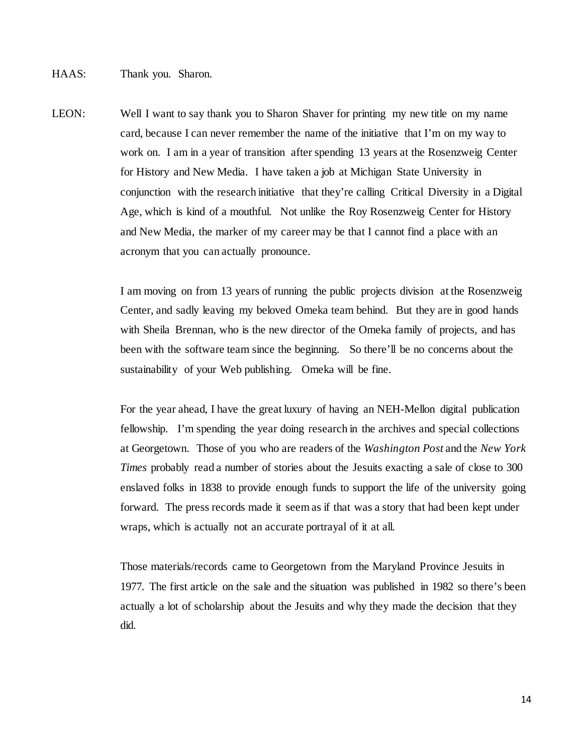HAAS: Thank you. Sharon.

LEON: Well I want to say thank you to Sharon Shaver for printing my new title on my name card, because I can never remember the name of the initiative that I'm on my way to work on. I am in a year of transition after spending 13 years at the Rosenzweig Center for History and New Media. I have taken a job at Michigan State University in conjunction with the research initiative that they're calling Critical Diversity in a Digital Age, which is kind of a mouthful. Not unlike the Roy Rosenzweig Center for History and New Media, the marker of my career may be that I cannot find a place with an acronym that you can actually pronounce.

I am moving on from 13 years of running the public projects division at the Rosenzweig Center, and sadly leaving my beloved Omeka team behind. But they are in good hands with Sheila Brennan, who is the new director of the Omeka family of projects, and has been with the software team since the beginning. So there'll be no concerns about the sustainability of your Web publishing. Omeka will be fine.

For the year ahead, I have the great luxury of having an NEH-Mellon digital publication fellowship. I'm spending the year doing research in the archives and special collections at Georgetown. Those of you who are readers of the *Washington Post* and the *New York Times* probably read a number of stories about the Jesuits exacting a sale of close to 300 enslaved folks in 1838 to provide enough funds to support the life of the university going forward. The press records made it seem as if that was a story that had been kept under wraps, which is actually not an accurate portrayal of it at all.

Those materials/records came to Georgetown from the Maryland Province Jesuits in 1977. The first article on the sale and the situation was published in 1982 so there's been actually a lot of scholarship about the Jesuits and why they made the decision that they did.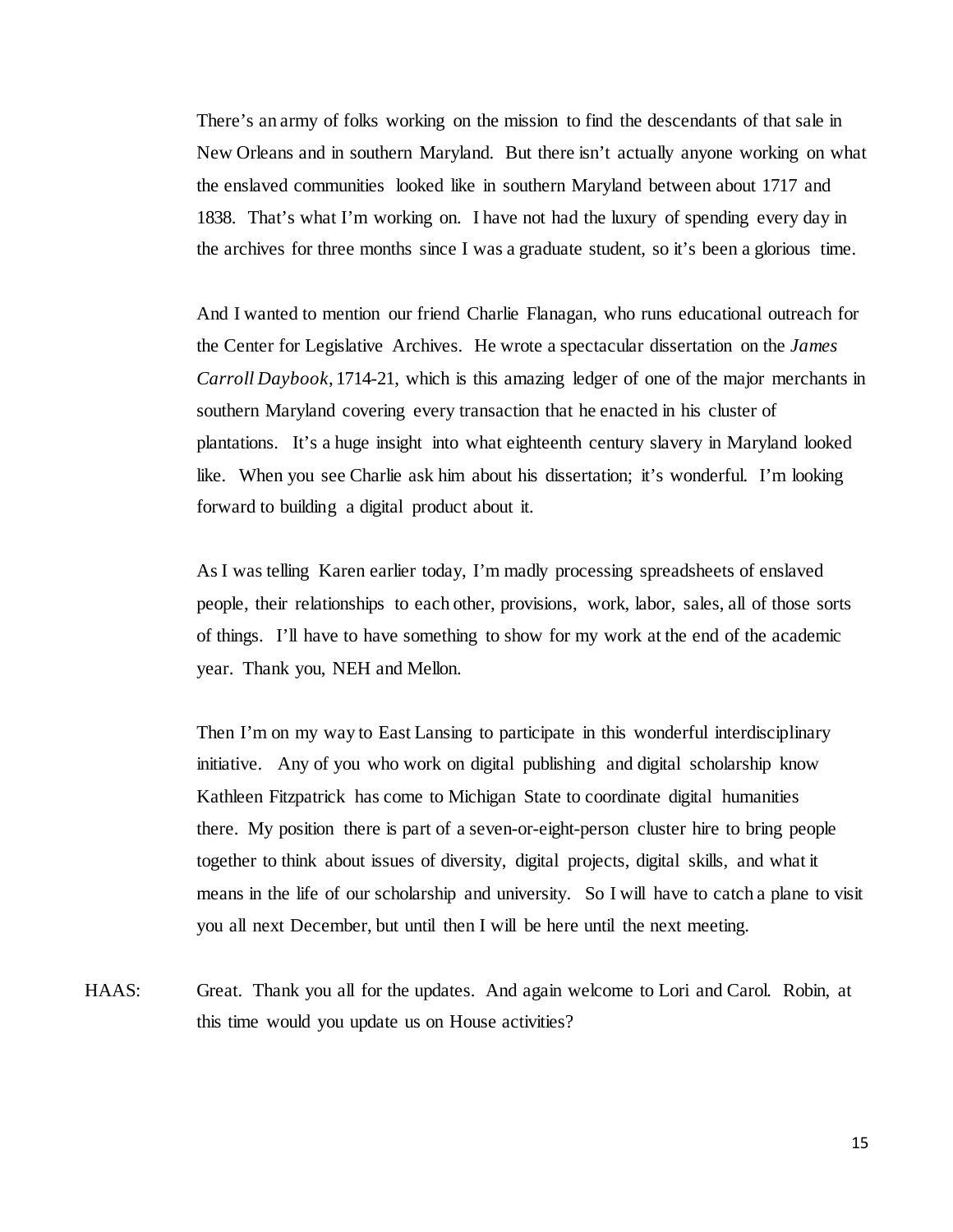There's an army of folks working on the mission to find the descendants of that sale in New Orleans and in southern Maryland. But there isn't actually anyone working on what the enslaved communities looked like in southern Maryland between about 1717 and 1838. That's what I'm working on. I have not had the luxury of spending every day in the archives for three months since I was a graduate student, so it's been a glorious time.

And I wanted to mention our friend Charlie Flanagan, who runs educational outreach for the Center for Legislative Archives. He wrote a spectacular dissertation on the *James Carroll Daybook*, 1714-21, which is this amazing ledger of one of the major merchants in southern Maryland covering every transaction that he enacted in his cluster of plantations. It's a huge insight into what eighteenth century slavery in Maryland looked like. When you see Charlie ask him about his dissertation; it's wonderful. I'm looking forward to building a digital product about it.

As I was telling Karen earlier today, I'm madly processing spreadsheets of enslaved people, their relationships to each other, provisions, work, labor, sales, all of those sorts of things. I'll have to have something to show for my work at the end of the academic year. Thank you, NEH and Mellon.

Then I'm on my way to East Lansing to participate in this wonderful interdisciplinary initiative. Any of you who work on digital publishing and digital scholarship know Kathleen Fitzpatrick has come to Michigan State to coordinate digital humanities there. My position there is part of a seven-or-eight-person cluster hire to bring people together to think about issues of diversity, digital projects, digital skills, and what it means in the life of our scholarship and university. So I will have to catch a plane to visit you all next December, but until then I will be here until the next meeting.

HAAS: Great. Thank you all for the updates. And again welcome to Lori and Carol. Robin, at this time would you update us on House activities?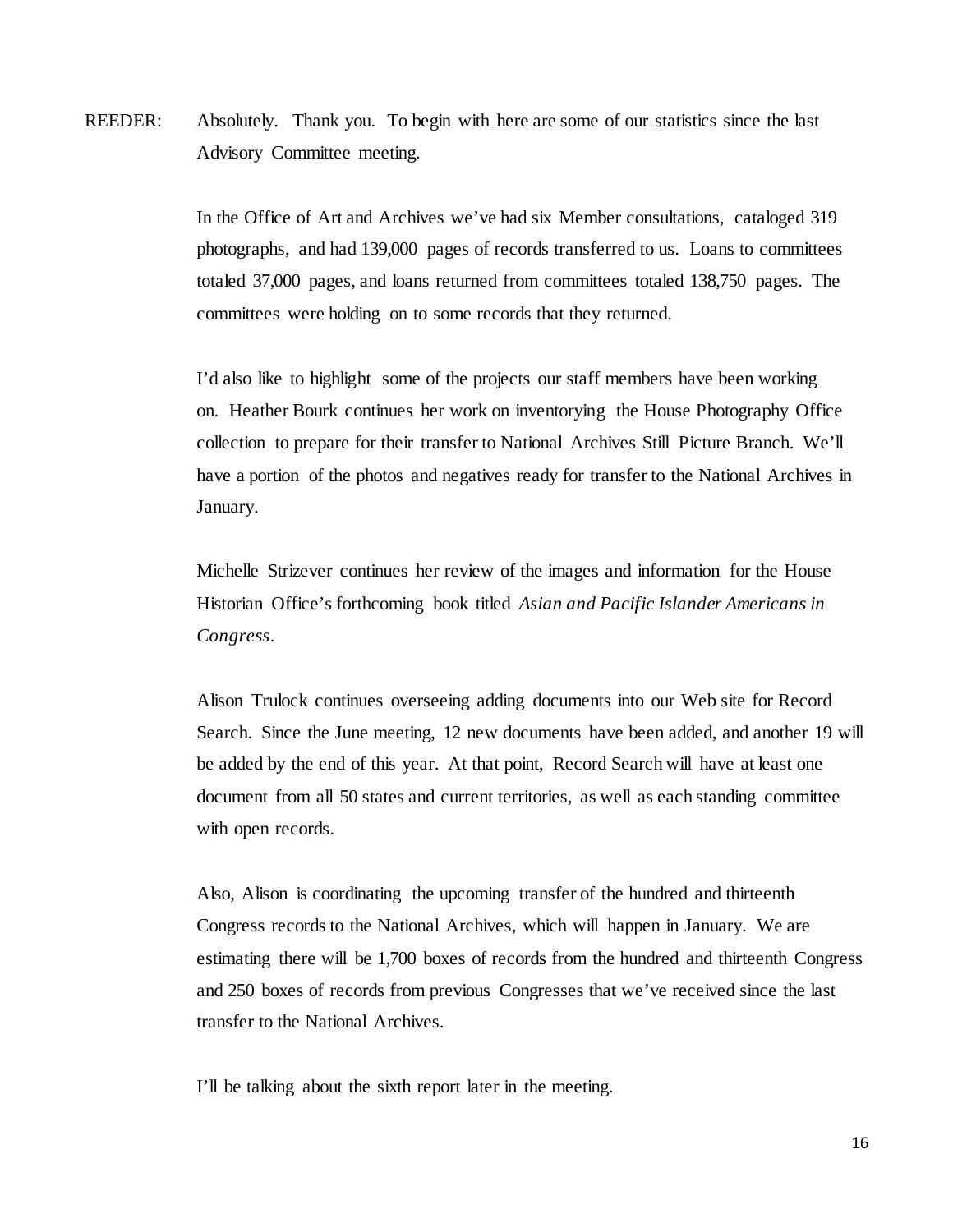REEDER: Absolutely. Thank you. To begin with here are some of our statistics since the last Advisory Committee meeting.

In the Office of Art and Archives we've had six Member consultations, cataloged 319 photographs, and had 139,000 pages of records transferred to us. Loans to committees totaled 37,000 pages, and loans returned from committees totaled 138,750 pages. The committees were holding on to some records that they returned.

I'd also like to highlight some of the projects our staff members have been working on. Heather Bourk continues her work on inventorying the House Photography Office collection to prepare for their transfer to National Archives Still Picture Branch. We'll have a portion of the photos and negatives ready for transfer to the National Archives in January.

Michelle Strizever continues her review of the images and information for the House Historian Office's forthcoming book titled *Asian and Pacific Islander Americans in Congress*.

Alison Trulock continues overseeing adding documents into our Web site for Record Search. Since the June meeting, 12 new documents have been added, and another 19 will be added by the end of this year. At that point, Record Search will have at least one document from all 50 states and current territories, as well as each standing committee with open records.

Also, Alison is coordinating the upcoming transfer of the hundred and thirteenth Congress records to the National Archives, which will happen in January. We are estimating there will be 1,700 boxes of records from the hundred and thirteenth Congress and 250 boxes of records from previous Congresses that we've received since the last transfer to the National Archives.

I'll be talking about the sixth report later in the meeting.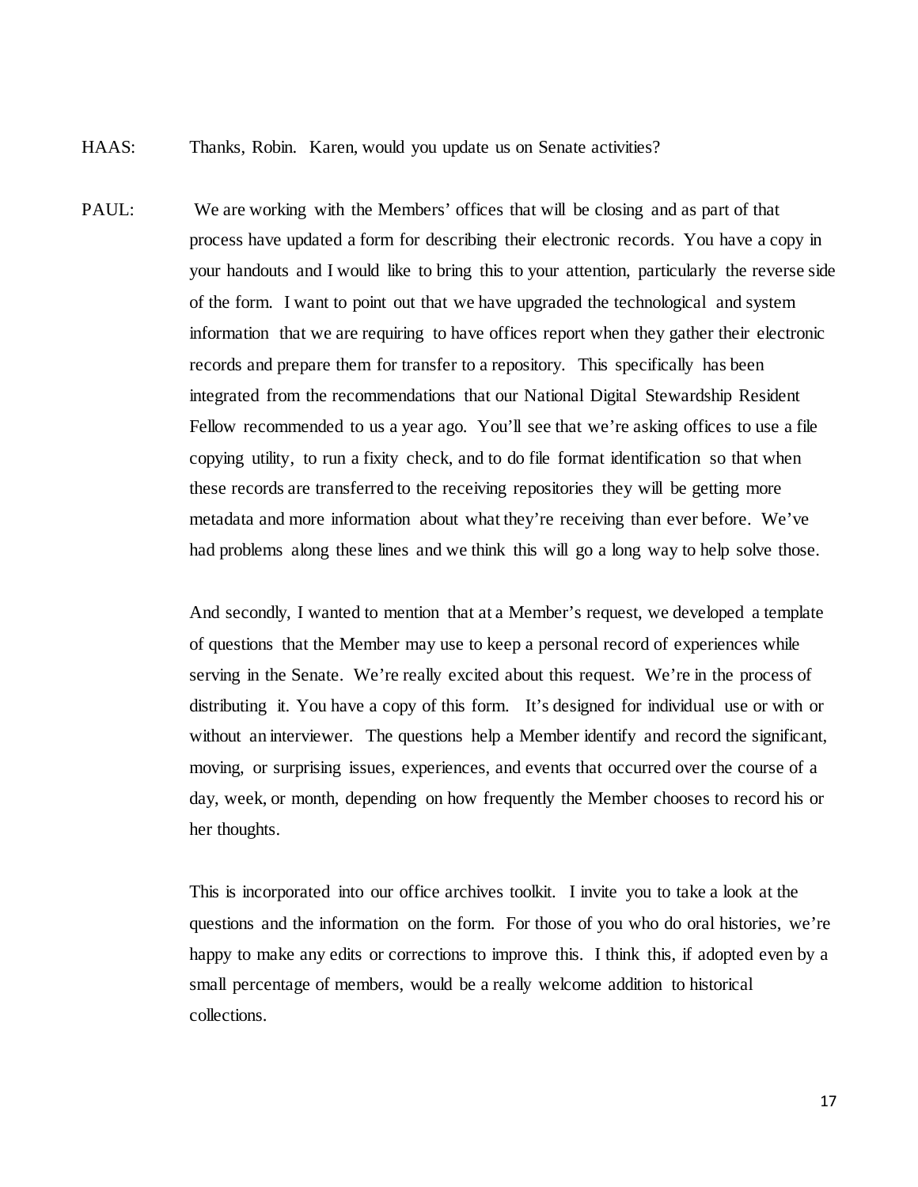HAAS: Thanks, Robin. Karen, would you update us on Senate activities?

PAUL: We are working with the Members' offices that will be closing and as part of that process have updated a form for describing their electronic records. You have a copy in your handouts and I would like to bring this to your attention, particularly the reverse side of the form. I want to point out that we have upgraded the technological and system information that we are requiring to have offices report when they gather their electronic records and prepare them for transfer to a repository. This specifically has been integrated from the recommendations that our National Digital Stewardship Resident Fellow recommended to us a year ago. You'll see that we're asking offices to use a file copying utility, to run a fixity check, and to do file format identification so that when these records are transferred to the receiving repositories they will be getting more metadata and more information about what they're receiving than ever before. We've had problems along these lines and we think this will go a long way to help solve those.

And secondly, I wanted to mention that at a Member's request, we developed a template of questions that the Member may use to keep a personal record of experiences while serving in the Senate. We're really excited about this request. We're in the process of distributing it. You have a copy of this form. It's designed for individual use or with or without an interviewer. The questions help a Member identify and record the significant, moving, or surprising issues, experiences, and events that occurred over the course of a day, week, or month, depending on how frequently the Member chooses to record his or her thoughts.

This is incorporated into our office archives toolkit. I invite you to take a look at the questions and the information on the form. For those of you who do oral histories, we're happy to make any edits or corrections to improve this. I think this, if adopted even by a small percentage of members, would be a really welcome addition to historical collections.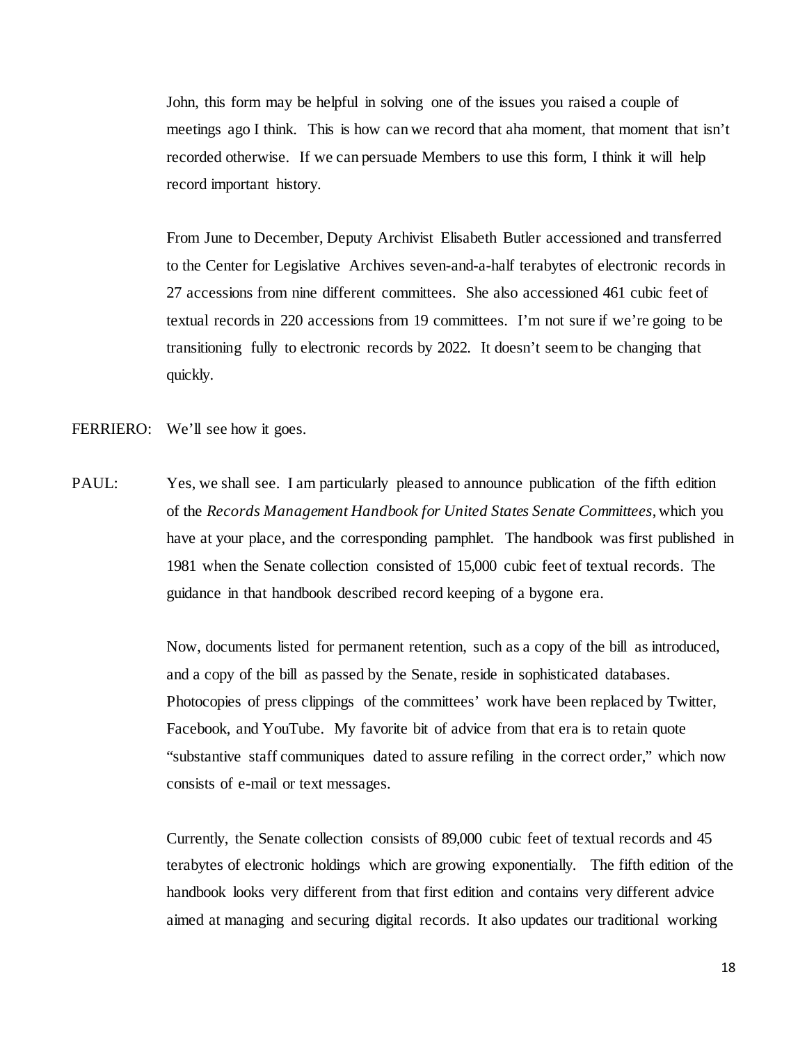John, this form may be helpful in solving one of the issues you raised a couple of meetings ago I think. This is how can we record that aha moment, that moment that isn't recorded otherwise. If we can persuade Members to use this form, I think it will help record important history.

From June to December, Deputy Archivist Elisabeth Butler accessioned and transferred to the Center for Legislative Archives seven-and-a-half terabytes of electronic records in 27 accessions from nine different committees. She also accessioned 461 cubic feet of textual records in 220 accessions from 19 committees. I'm not sure if we're going to be transitioning fully to electronic records by 2022. It doesn't seem to be changing that quickly.

FERRIERO: We'll see how it goes.

PAUL: Yes, we shall see. I am particularly pleased to announce publication of the fifth edition of the *Records Management Handbook for United States Senate Committees*, which you have at your place, and the corresponding pamphlet. The handbook was first published in 1981 when the Senate collection consisted of 15,000 cubic feet of textual records. The guidance in that handbook described record keeping of a bygone era.

Now, documents listed for permanent retention, such as a copy of the bill as introduced, and a copy of the bill as passed by the Senate, reside in sophisticated databases. Photocopies of press clippings of the committees' work have been replaced by Twitter, Facebook, and YouTube. My favorite bit of advice from that era is to retain quote "substantive staff communiques dated to assure refiling in the correct order," which now consists of e-mail or text messages.

Currently, the Senate collection consists of 89,000 cubic feet of textual records and 45 terabytes of electronic holdings which are growing exponentially. The fifth edition of the handbook looks very different from that first edition and contains very different advice aimed at managing and securing digital records. It also updates our traditional working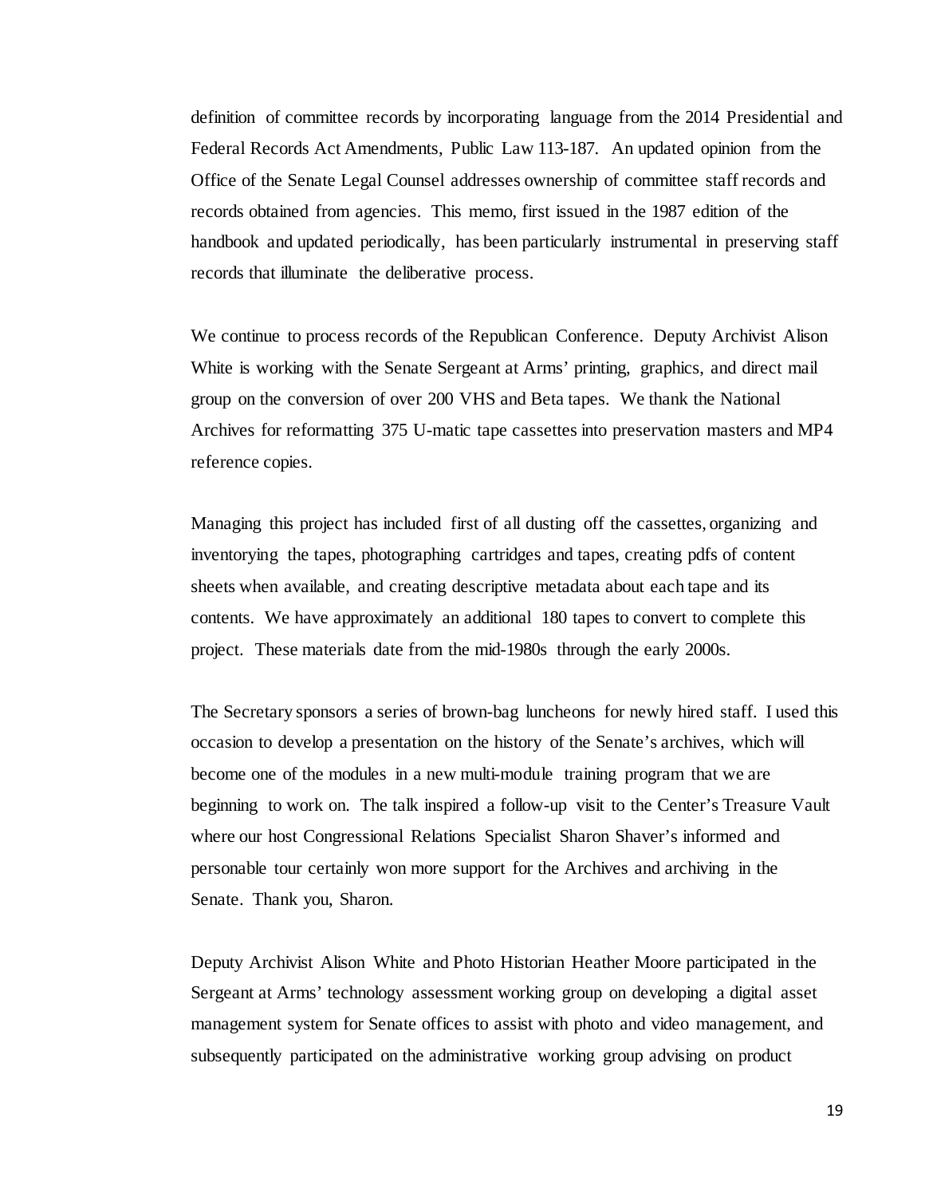definition of committee records by incorporating language from the 2014 Presidential and Federal Records Act Amendments, Public Law 113-187. An updated opinion from the Office of the Senate Legal Counsel addresses ownership of committee staff records and records obtained from agencies. This memo, first issued in the 1987 edition of the handbook and updated periodically, has been particularly instrumental in preserving staff records that illuminate the deliberative process.

We continue to process records of the Republican Conference. Deputy Archivist Alison White is working with the Senate Sergeant at Arms' printing, graphics, and direct mail group on the conversion of over 200 VHS and Beta tapes. We thank the National Archives for reformatting 375 U-matic tape cassettes into preservation masters and MP4 reference copies.

Managing this project has included first of all dusting off the cassettes, organizing and inventorying the tapes, photographing cartridges and tapes, creating pdfs of content sheets when available, and creating descriptive metadata about each tape and its contents. We have approximately an additional 180 tapes to convert to complete this project. These materials date from the mid-1980s through the early 2000s.

The Secretary sponsors a series of brown-bag luncheons for newly hired staff. I used this occasion to develop a presentation on the history of the Senate's archives, which will become one of the modules in a new multi-module training program that we are beginning to work on. The talk inspired a follow-up visit to the Center's Treasure Vault where our host Congressional Relations Specialist Sharon Shaver's informed and personable tour certainly won more support for the Archives and archiving in the Senate. Thank you, Sharon.

Deputy Archivist Alison White and Photo Historian Heather Moore participated in the Sergeant at Arms' technology assessment working group on developing a digital asset management system for Senate offices to assist with photo and video management, and subsequently participated on the administrative working group advising on product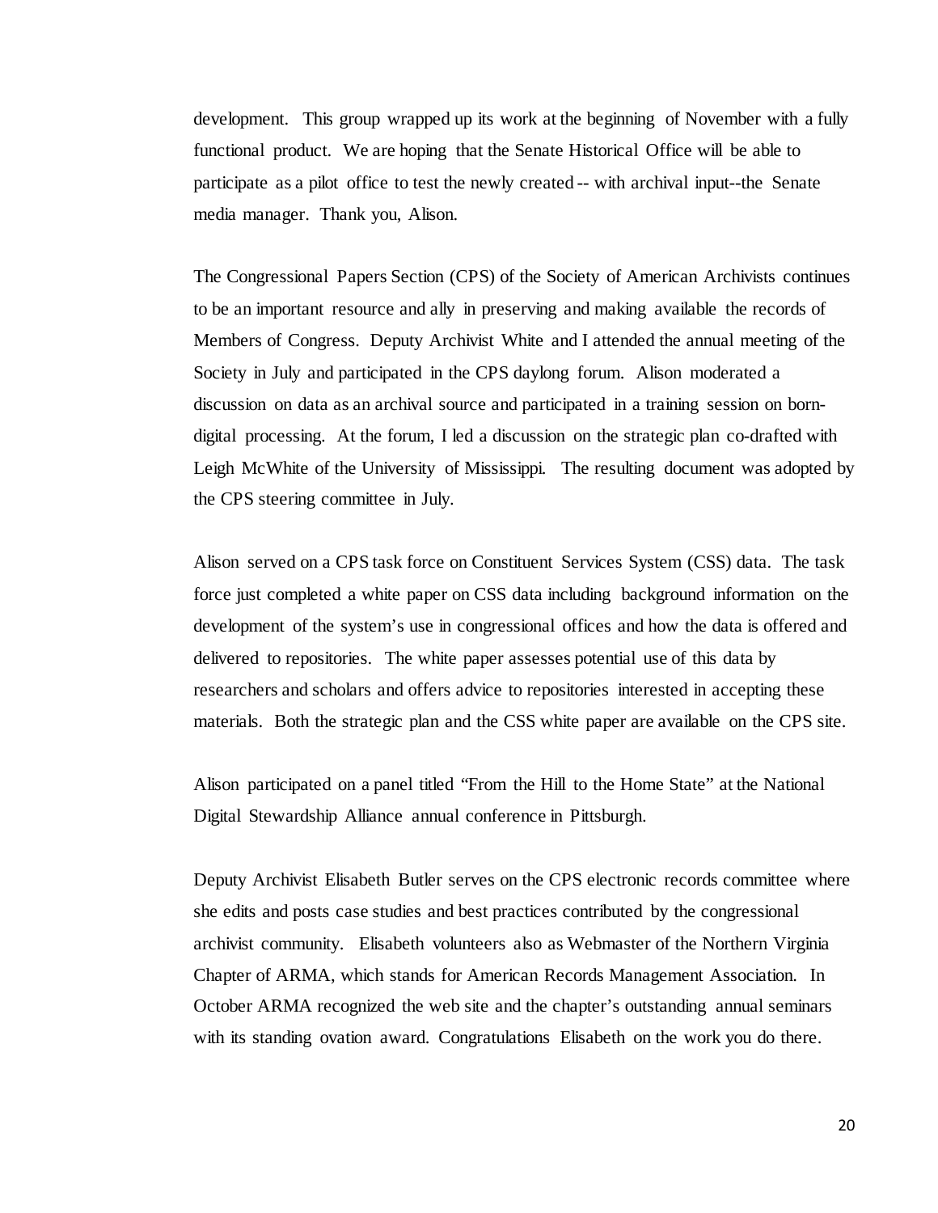development. This group wrapped up its work at the beginning of November with a fully functional product. We are hoping that the Senate Historical Office will be able to participate as a pilot office to test the newly created -- with archival input--the Senate media manager. Thank you, Alison.

The Congressional Papers Section (CPS) of the Society of American Archivists continues to be an important resource and ally in preserving and making available the records of Members of Congress. Deputy Archivist White and I attended the annual meeting of the Society in July and participated in the CPS daylong forum. Alison moderated a discussion on data as an archival source and participated in a training session on born-digital processing. At the forum, I led a discussion on the strategic plan co-drafted with Leigh McWhite of the University of Mississippi. The resulting document was adopted by the CPS steering committee in July.

Alison served on a CPS task force on Constituent Services System (CSS) data. The task force just completed a white paper on CSS data including background information on the development of the system's use in congressional offices and how the data is offered and delivered to repositories. The white paper assesses potential use of this data by researchers and scholars and offers advice to repositories interested in accepting these materials. Both the strategic plan and the CSS white paper are available on the CPS site.

Alison participated on a panel titled "From the Hill to the Home State" at the National Digital Stewardship Alliance annual conference in Pittsburgh.

Deputy Archivist Elisabeth Butler serves on the CPS electronic records committee where she edits and posts case studies and best practices contributed by the congressional archivist community. Elisabeth volunteers also as Webmaster of the Northern Virginia Chapter of ARMA, which stands for American Records Management Association. In October ARMA recognized the web site and the chapter's outstanding annual seminars with its standing ovation award. Congratulations Elisabeth on the work you do there.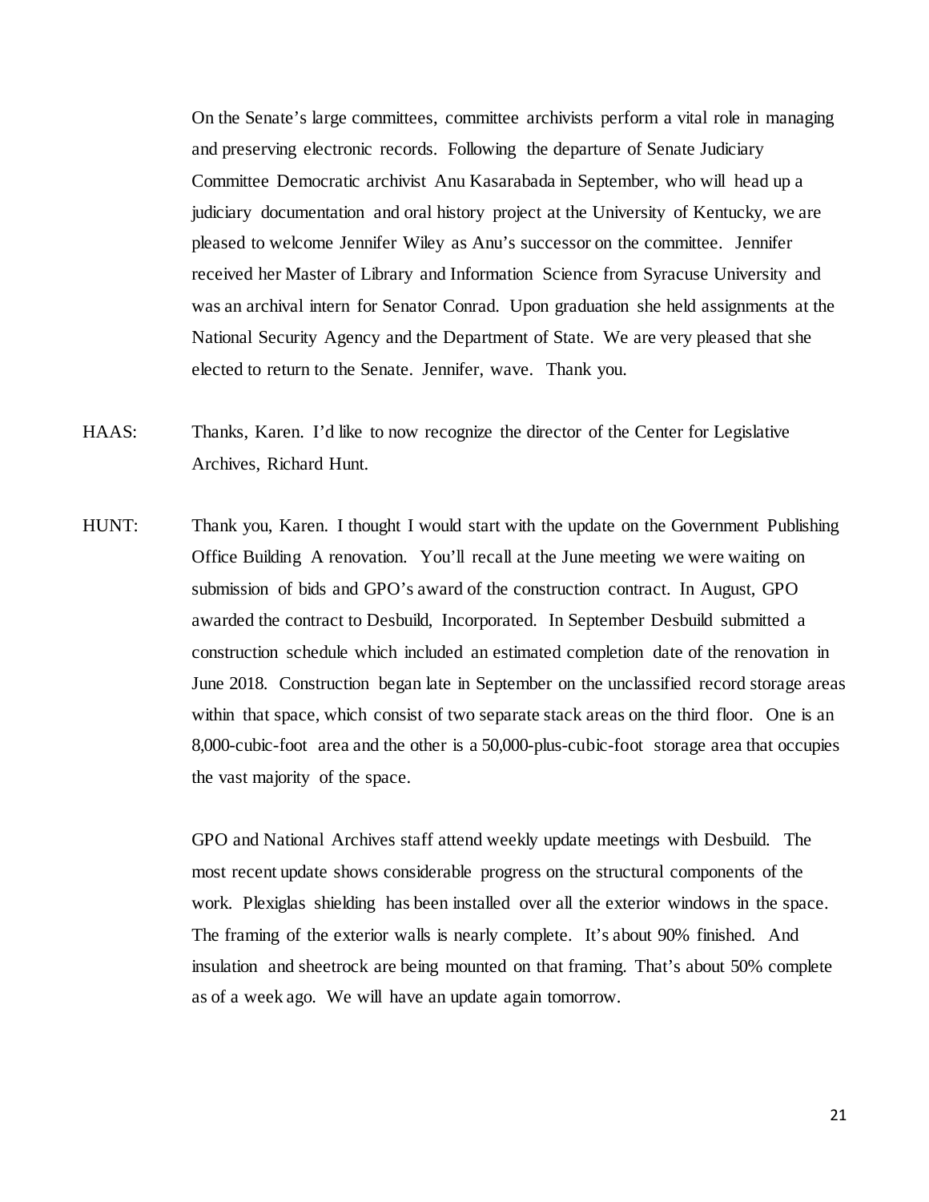On the Senate's large committees, committee archivists perform a vital role in managing and preserving electronic records. Following the departure of Senate Judiciary Committee Democratic archivist Anu Kasarabada in September, who will head up a judiciary documentation and oral history project at the University of Kentucky, we are pleased to welcome Jennifer Wiley as Anu's successor on the committee. Jennifer received her Master of Library and Information Science from Syracuse University and was an archival intern for Senator Conrad. Upon graduation she held assignments at the National Security Agency and the Department of State. We are very pleased that she elected to return to the Senate. Jennifer, wave. Thank you.

HAAS: Thanks, Karen. I'd like to now recognize the director of the Center for Legislative Archives, Richard Hunt.

HUNT: Thank you, Karen. I thought I would start with the update on the Government Publishing Office Building A renovation. You'll recall at the June meeting we were waiting on submission of bids and GPO's award of the construction contract. In August, GPO awarded the contract to Desbuild, Incorporated. In September Desbuild submitted a construction schedule which included an estimated completion date of the renovation in June 2018. Construction began late in September on the unclassified record storage areas within that space, which consist of two separate stack areas on the third floor. One is an 8,000-cubic-foot area and the other is a 50,000-plus-cubic-foot storage area that occupies the vast majority of the space.

GPO and National Archives staff attend weekly update meetings with Desbuild. The most recent update shows considerable progress on the structural components of the work. Plexiglas shielding has been installed over all the exterior windows in the space. The framing of the exterior walls is nearly complete. It's about 90% finished. And insulation and sheetrock are being mounted on that framing. That's about 50% complete as of a week ago. We will have an update again tomorrow.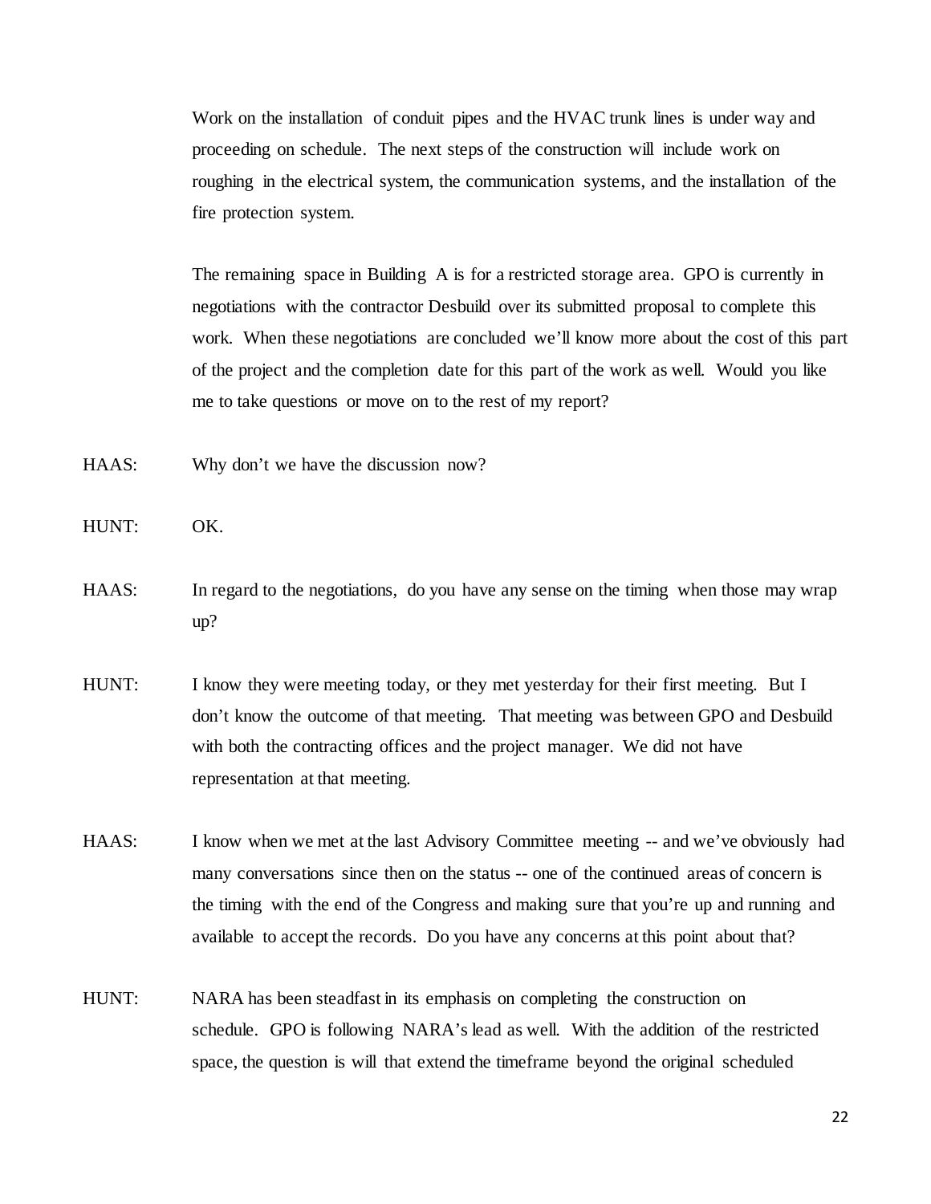Work on the installation of conduit pipes and the HVAC trunk lines is under way and proceeding on schedule. The next steps of the construction will include work on roughing in the electrical system, the communication systems, and the installation of the fire protection system.

The remaining space in Building A is for a restricted storage area. GPO is currently in negotiations with the contractor Desbuild over its submitted proposal to complete this work. When these negotiations are concluded we'll know more about the cost of this part of the project and the completion date for this part of the work as well. Would you like me to take questions or move on to the rest of my report?

HAAS: Why don't we have the discussion now?

HUNT: OK.

HAAS: In regard to the negotiations, do you have any sense on the timing when those may wrap up?

HUNT: I know they were meeting today, or they met yesterday for their first meeting. But I don't know the outcome of that meeting. That meeting was between GPO and Desbuild with both the contracting offices and the project manager. We did not have representation at that meeting.

HAAS: I know when we met at the last Advisory Committee meeting -- and we've obviously had many conversations since then on the status -- one of the continued areas of concern is the timing with the end of the Congress and making sure that you're up and running and available to accept the records. Do you have any concerns at this point about that?

HUNT: NARA has been steadfast in its emphasis on completing the construction on schedule. GPO is following NARA's lead as well. With the addition of the restricted space, the question is will that extend the timeframe beyond the original scheduled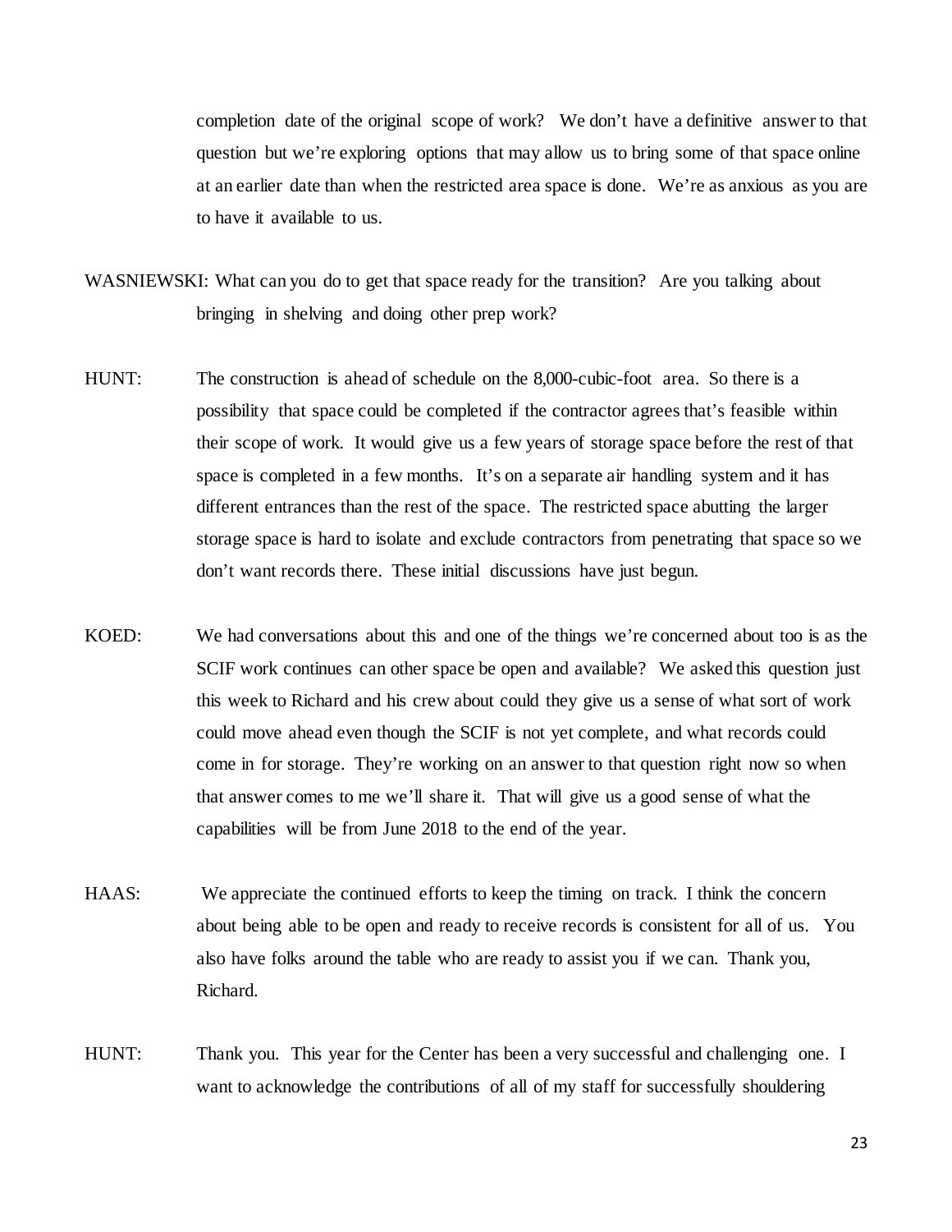completion date of the original scope of work? We don't have a definitive answer to that question but we're exploring options that may allow us to bring some of that space online at an earlier date than when the restricted area space is done. We're as anxious as you are to have it available to us.

WASNIEWSKI: What can you do to get that space ready for the transition? Are you talking about bringing in shelving and doing other prep work?

HUNT: The construction is ahead of schedule on the 8,000-cubic-foot area. So there is a possibility that space could be completed if the contractor agrees that's feasible within their scope of work. It would give us a few years of storage space before the rest of that space is completed in a few months. It's on a separate air handling system and it has different entrances than the rest of the space. The restricted space abutting the larger storage space is hard to isolate and exclude contractors from penetrating that space so we don't want records there. These initial discussions have just begun.

KOED: We had conversations about this and one of the things we're concerned about too is as the SCIF work continues can other space be open and available? We asked this question just this week to Richard and his crew about could they give us a sense of what sort of work could move ahead even though the SCIF is not yet complete, and what records could come in for storage. They're working on an answer to that question right now so when that answer comes to me we'll share it. That will give us a good sense of what the capabilities will be from June 2018 to the end of the year.

HAAS: We appreciate the continued efforts to keep the timing on track. I think the concern about being able to be open and ready to receive records is consistent for all of us. You also have folks around the table who are ready to assist you if we can. Thank you, Richard.

HUNT: Thank you. This year for the Center has been a very successful and challenging one. I want to acknowledge the contributions of all of my staff for successfully shouldering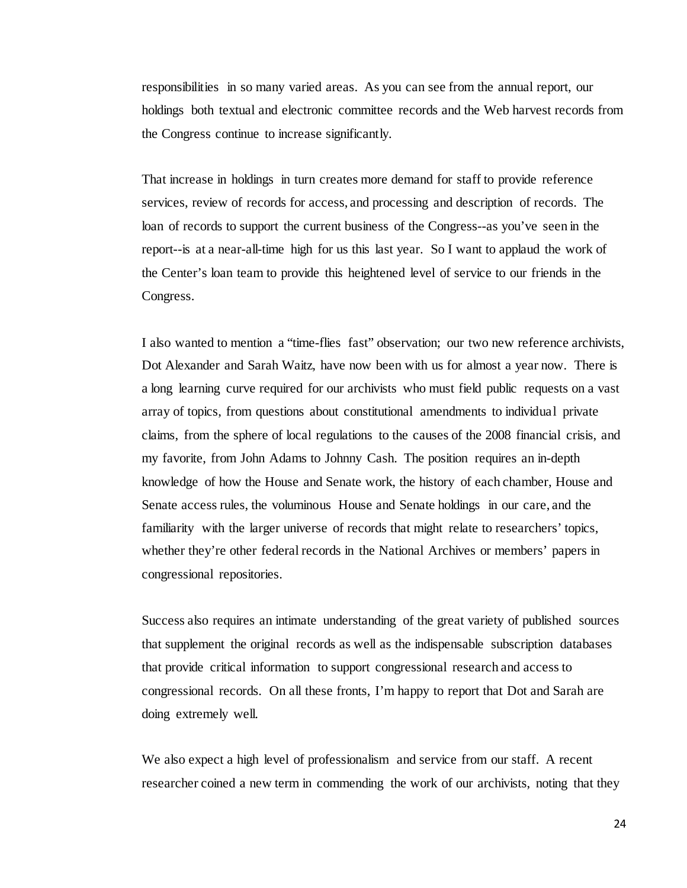responsibilities in so many varied areas. As you can see from the annual report, our holdings both textual and electronic committee records and the Web harvest records from the Congress continue to increase significantly.

That increase in holdings in turn creates more demand for staff to provide reference services, review of records for access, and processing and description of records. The loan of records to support the current business of the Congress--as you've seen in the report--is at a near-all-time high for us this last year. So I want to applaud the work of the Center's loan team to provide this heightened level of service to our friends in the Congress.

I also wanted to mention a "time-flies fast" observation; our two new reference archivists, Dot Alexander and Sarah Waitz, have now been with us for almost a year now. There is a long learning curve required for our archivists who must field public requests on a vast array of topics, from questions about constitutional amendments to individual private claims, from the sphere of local regulations to the causes of the 2008 financial crisis, and my favorite, from John Adams to Johnny Cash. The position requires an in-depth knowledge of how the House and Senate work, the history of each chamber, House and Senate access rules, the voluminous House and Senate holdings in our care, and the familiarity with the larger universe of records that might relate to researchers' topics, whether they're other federal records in the National Archives or members' papers in congressional repositories.

Success also requires an intimate understanding of the great variety of published sources that supplement the original records as well as the indispensable subscription databases that provide critical information to support congressional research and access to congressional records. On all these fronts, I'm happy to report that Dot and Sarah are doing extremely well.

We also expect a high level of professionalism and service from our staff. A recent researcher coined a new term in commending the work of our archivists, noting that they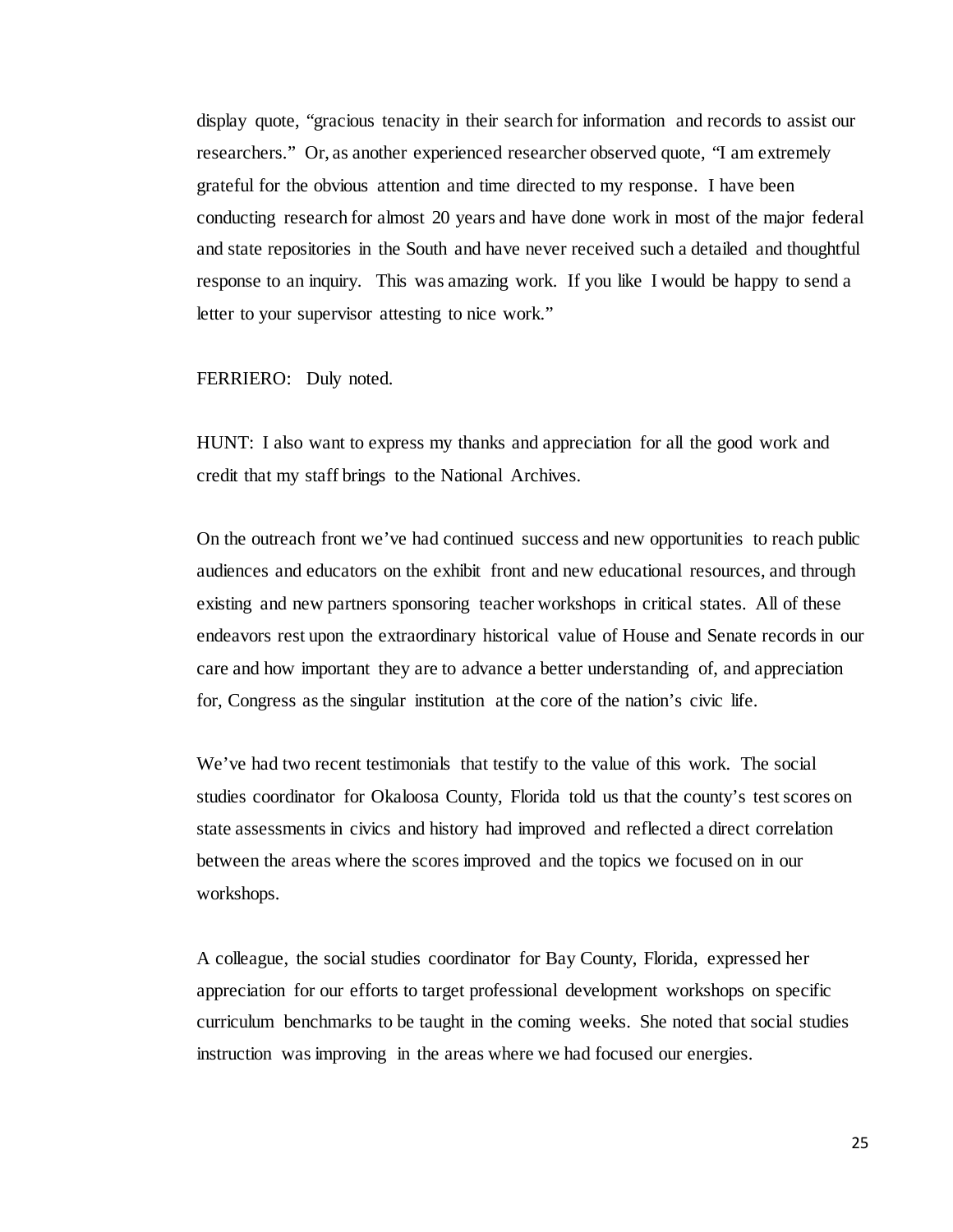display quote, "gracious tenacity in their search for information and records to assist our researchers." Or, as another experienced researcher observed quote, "I am extremely grateful for the obvious attention and time directed to my response. I have been conducting research for almost 20 years and have done work in most of the major federal and state repositories in the South and have never received such a detailed and thoughtful response to an inquiry. This was amazing work. If you like I would be happy to send a letter to your supervisor attesting to nice work."

FERRIERO: Duly noted.

HUNT: I also want to express my thanks and appreciation for all the good work and credit that my staff brings to the National Archives.

On the outreach front we've had continued success and new opportunities to reach public audiences and educators on the exhibit front and new educational resources, and through existing and new partners sponsoring teacher workshops in critical states. All of these endeavors rest upon the extraordinary historical value of House and Senate records in our care and how important they are to advance a better understanding of, and appreciation for, Congress as the singular institution at the core of the nation's civic life.

We've had two recent testimonials that testify to the value of this work. The social studies coordinator for Okaloosa County, Florida told us that the county's test scores on state assessments in civics and history had improved and reflected a direct correlation between the areas where the scores improved and the topics we focused on in our workshops.

A colleague, the social studies coordinator for Bay County, Florida, expressed her appreciation for our efforts to target professional development workshops on specific curriculum benchmarks to be taught in the coming weeks. She noted that social studies instruction was improving in the areas where we had focused our energies.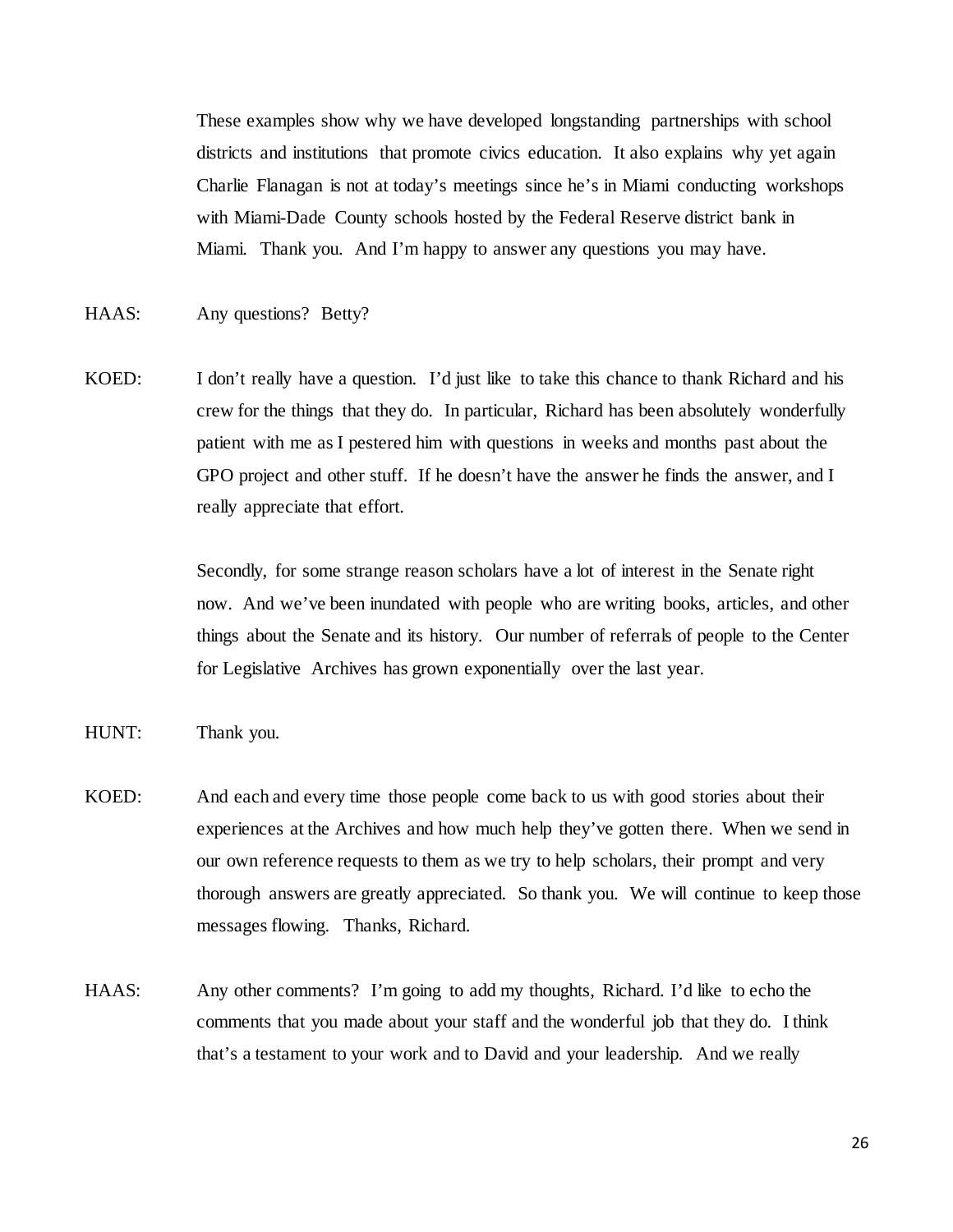These examples show why we have developed longstanding partnerships with school districts and institutions that promote civics education. It also explains why yet again Charlie Flanagan is not at today's meetings since he's in Miami conducting workshops with Miami-Dade County schools hosted by the Federal Reserve district bank in Miami. Thank you. And I'm happy to answer any questions you may have.

HAAS: Any questions? Betty?

KOED: I don't really have a question. I'd just like to take this chance to thank Richard and his crew for the things that they do. In particular, Richard has been absolutely wonderfully patient with me as I pestered him with questions in weeks and months past about the GPO project and other stuff. If he doesn't have the answer he finds the answer, and I really appreciate that effort.

Secondly, for some strange reason scholars have a lot of interest in the Senate right now. And we've been inundated with people who are writing books, articles, and other things about the Senate and its history. Our number of referrals of people to the Center for Legislative Archives has grown exponentially over the last year.

HUNT: Thank you.

KOED: And each and every time those people come back to us with good stories about their experiences at the Archives and how much help they've gotten there. When we send in our own reference requests to them as we try to help scholars, their prompt and very thorough answers are greatly appreciated. So thank you. We will continue to keep those messages flowing. Thanks, Richard.

HAAS: Any other comments? I'm going to add my thoughts, Richard. I'd like to echo the comments that you made about your staff and the wonderful job that they do. I think that's a testament to your work and to David and your leadership. And we really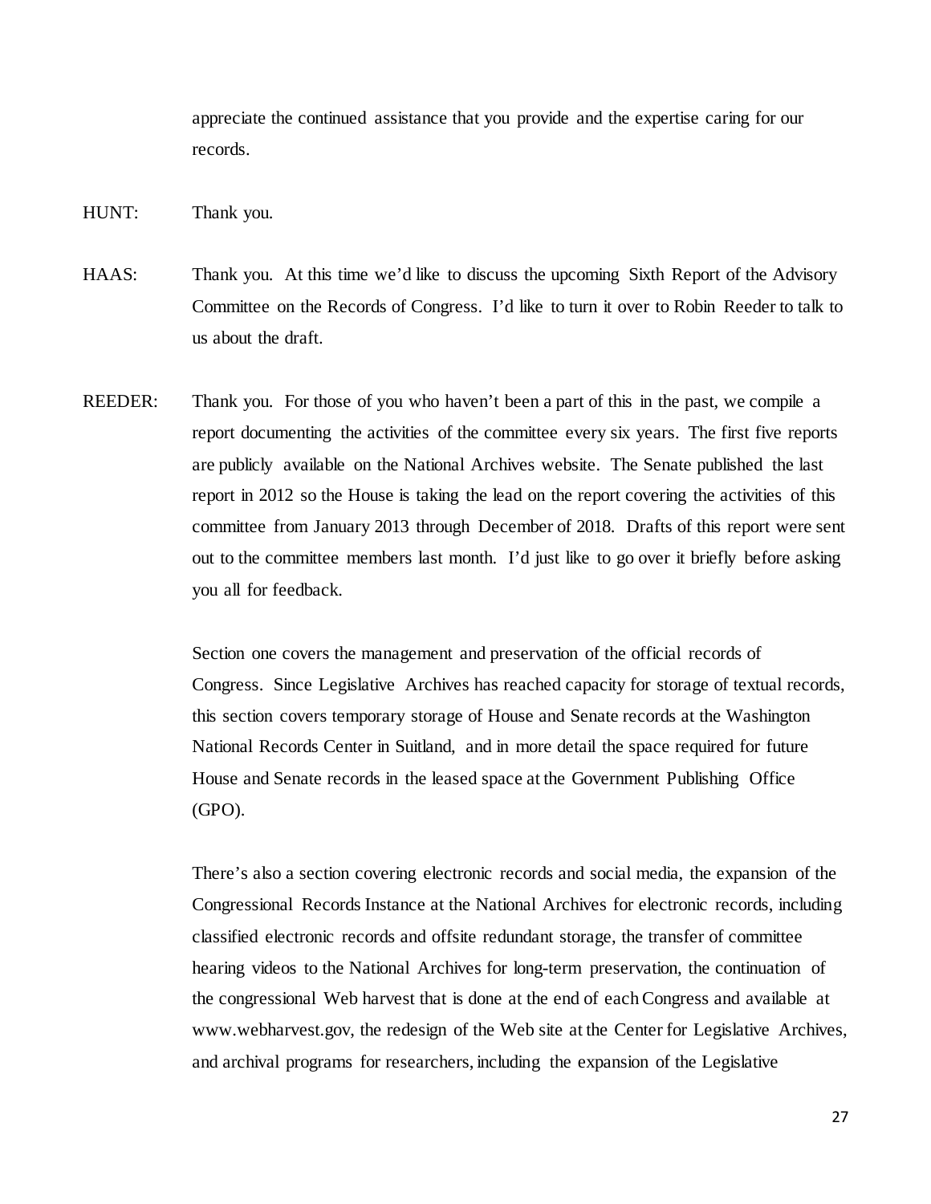appreciate the continued assistance that you provide and the expertise caring for our records.

HUNT: Thank you.

HAAS: Thank you. At this time we'd like to discuss the upcoming Sixth Report of the Advisory Committee on the Records of Congress. I'd like to turn it over to Robin Reeder to talk to us about the draft.

REEDER: Thank you. For those of you who haven't been a part of this in the past, we compile a report documenting the activities of the committee every six years. The first five reports are publicly available on the National Archives website. The Senate published the last report in 2012 so the House is taking the lead on the report covering the activities of this committee from January 2013 through December of 2018. Drafts of this report were sent out to the committee members last month. I'd just like to go over it briefly before asking you all for feedback.

Section one covers the management and preservation of the official records of Congress. Since Legislative Archives has reached capacity for storage of textual records, this section covers temporary storage of House and Senate records at the Washington National Records Center in Suitland, and in more detail the space required for future House and Senate records in the leased space at the Government Publishing Office (GPO).

There's also a section covering electronic records and social media, the expansion of the Congressional Records Instance at the National Archives for electronic records, including classified electronic records and offsite redundant storage, the transfer of committee hearing videos to the National Archives for long-term preservation, the continuation of the congressional Web harvest that is done at the end of each Congress and available at www.webharvest.gov, the redesign of the Web site at the Center for Legislative Archives, and archival programs for researchers, including the expansion of the Legislative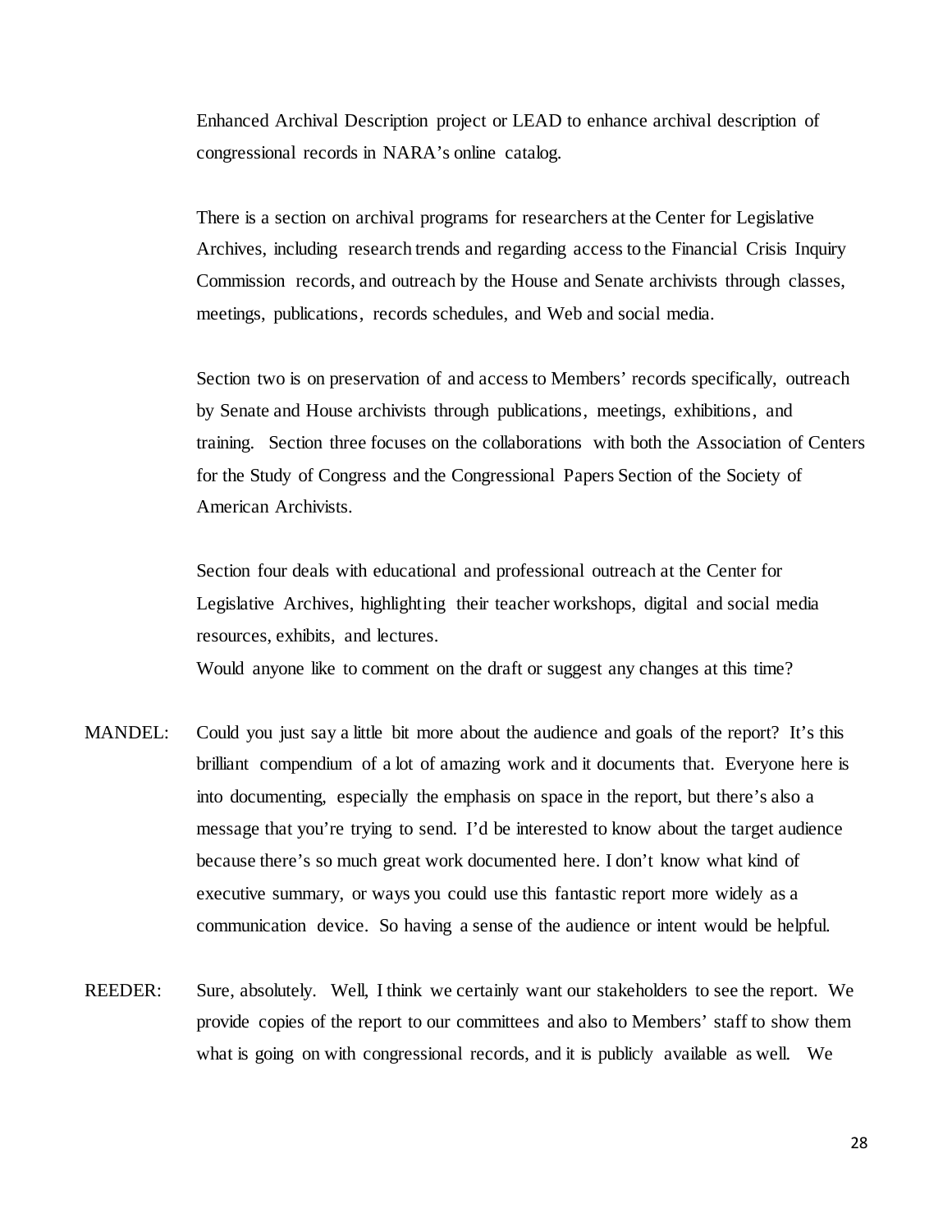Enhanced Archival Description project or LEAD to enhance archival description of congressional records in NARA's online catalog.

There is a section on archival programs for researchers at the Center for Legislative Archives, including research trends and regarding access to the Financial Crisis Inquiry Commission records, and outreach by the House and Senate archivists through classes, meetings, publications, records schedules, and Web and social media.

Section two is on preservation of and access to Members' records specifically, outreach by Senate and House archivists through publications, meetings, exhibitions, and training. Section three focuses on the collaborations with both the Association of Centers for the Study of Congress and the Congressional Papers Section of the Society of American Archivists.

Section four deals with educational and professional outreach at the Center for Legislative Archives, highlighting their teacher workshops, digital and social media resources, exhibits, and lectures.

Would anyone like to comment on the draft or suggest any changes at this time?

MANDEL: Could you just say a little bit more about the audience and goals of the report? It's this brilliant compendium of a lot of amazing work and it documents that. Everyone here is into documenting, especially the emphasis on space in the report, but there's also a message that you're trying to send. I'd be interested to know about the target audience because there's so much great work documented here. I don't know what kind of executive summary, or ways you could use this fantastic report more widely as a communication device. So having a sense of the audience or intent would be helpful.

REEDER: Sure, absolutely. Well, I think we certainly want our stakeholders to see the report. We provide copies of the report to our committees and also to Members' staff to show them what is going on with congressional records, and it is publicly available as well. We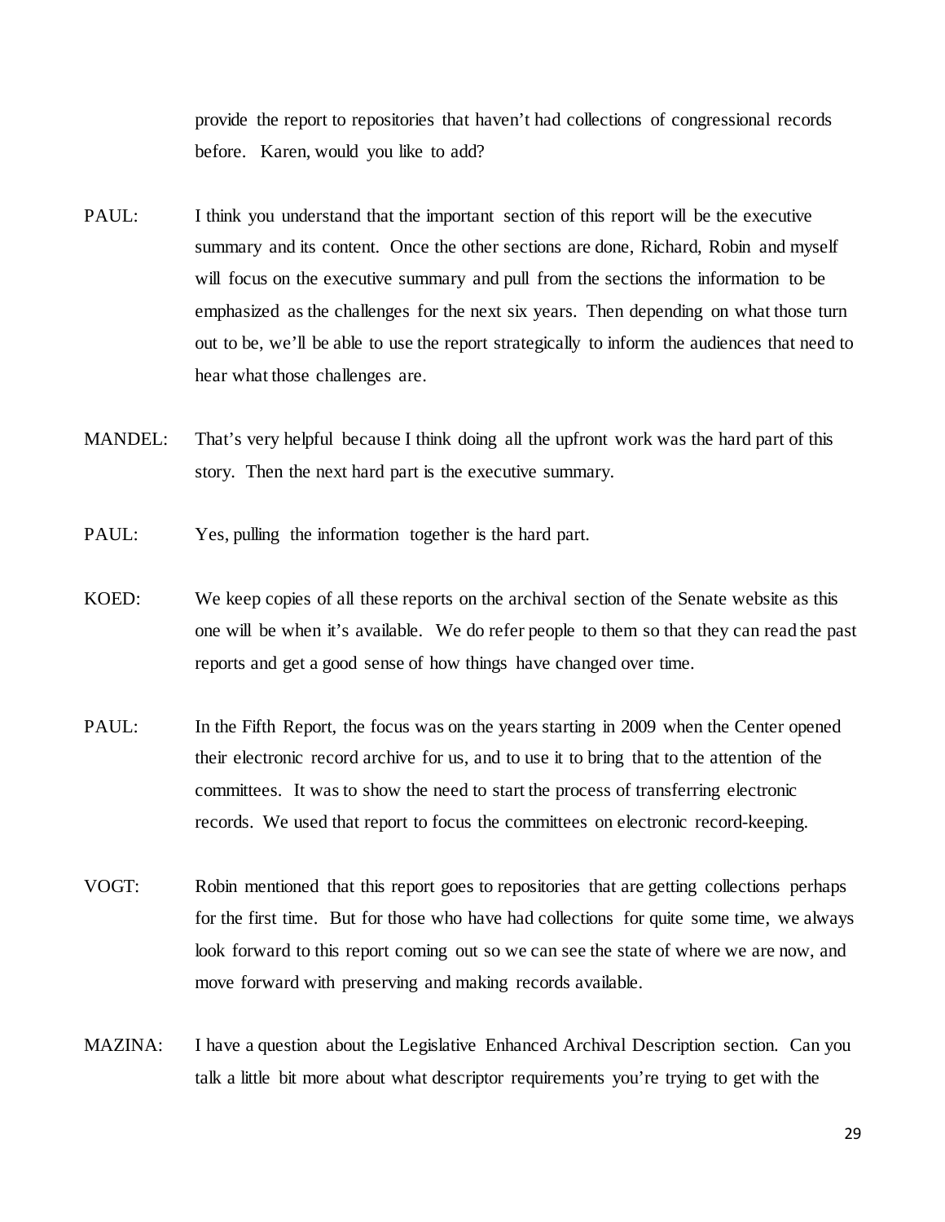provide the report to repositories that haven't had collections of congressional records before. Karen, would you like to add?

PAUL: I think you understand that the important section of this report will be the executive summary and its content. Once the other sections are done, Richard, Robin and myself will focus on the executive summary and pull from the sections the information to be emphasized as the challenges for the next six years. Then depending on what those turn out to be, we'll be able to use the report strategically to inform the audiences that need to hear what those challenges are.

MANDEL: That's very helpful because I think doing all the upfront work was the hard part of this story. Then the next hard part is the executive summary.

PAUL: Yes, pulling the information together is the hard part.

KOED: We keep copies of all these reports on the archival section of the Senate website as this one will be when it's available. We do refer people to them so that they can read the past reports and get a good sense of how things have changed over time.

PAUL: In the Fifth Report, the focus was on the years starting in 2009 when the Center opened their electronic record archive for us, and to use it to bring that to the attention of the committees. It was to show the need to start the process of transferring electronic records. We used that report to focus the committees on electronic record-keeping.

VOGT: Robin mentioned that this report goes to repositories that are getting collections perhaps for the first time. But for those who have had collections for quite some time, we always look forward to this report coming out so we can see the state of where we are now, and move forward with preserving and making records available.

MAZINA: I have a question about the Legislative Enhanced Archival Description section. Can you talk a little bit more about what descriptor requirements you're trying to get with the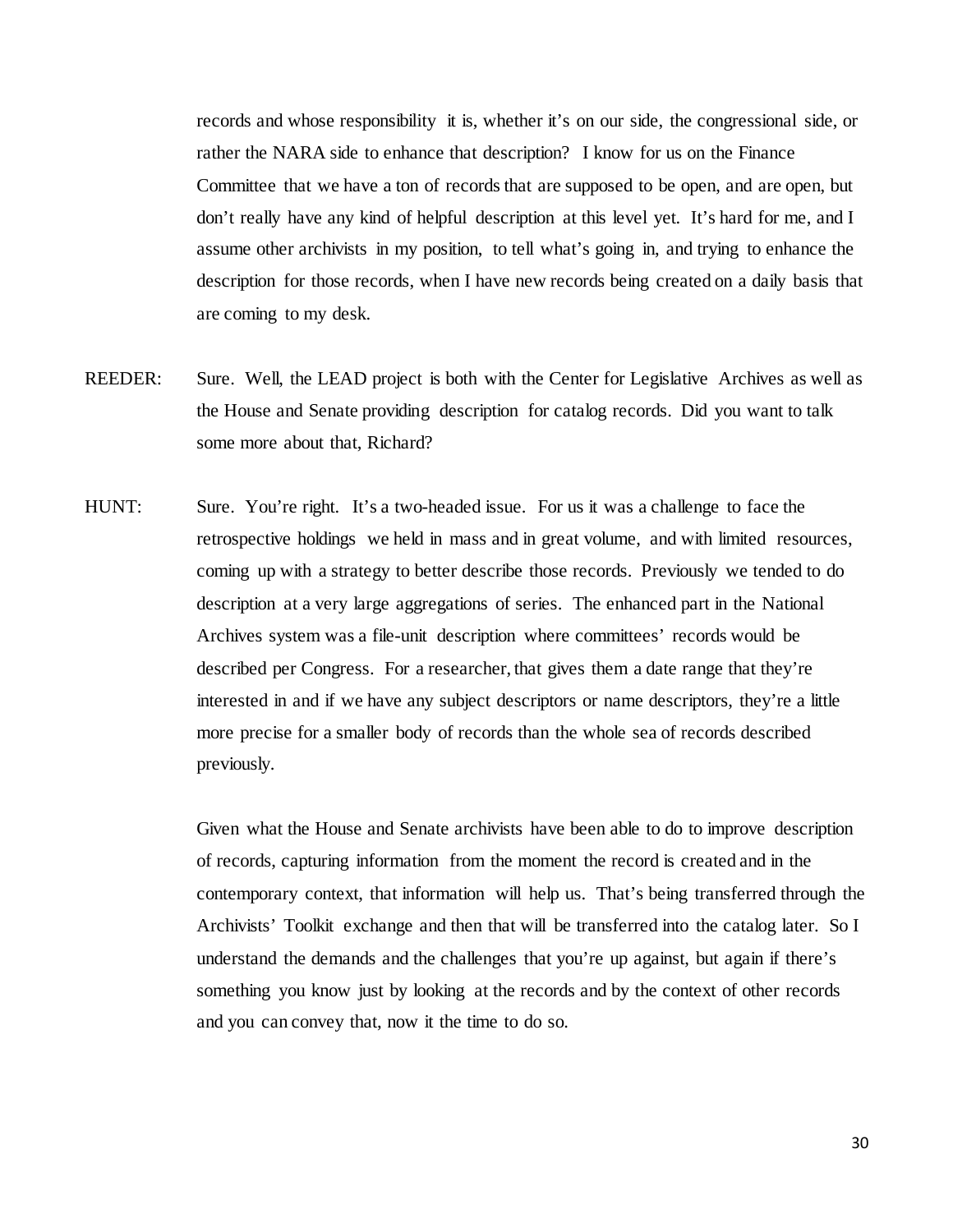records and whose responsibility it is, whether it's on our side, the congressional side, or rather the NARA side to enhance that description? I know for us on the Finance Committee that we have a ton of records that are supposed to be open, and are open, but don't really have any kind of helpful description at this level yet. It's hard for me, and I assume other archivists in my position, to tell what's going in, and trying to enhance the description for those records, when I have new records being created on a daily basis that are coming to my desk.

REEDER: Sure. Well, the LEAD project is both with the Center for Legislative Archives as well as the House and Senate providing description for catalog records. Did you want to talk some more about that, Richard?

HUNT: Sure. You're right. It's a two-headed issue. For us it was a challenge to face the retrospective holdings we held in mass and in great volume, and with limited resources, coming up with a strategy to better describe those records. Previously we tended to do description at a very large aggregations of series. The enhanced part in the National Archives system was a file-unit description where committees' records would be described per Congress. For a researcher, that gives them a date range that they're interested in and if we have any subject descriptors or name descriptors, they're a little more precise for a smaller body of records than the whole sea of records described previously.

Given what the House and Senate archivists have been able to do to improve description of records, capturing information from the moment the record is created and in the contemporary context, that information will help us. That's being transferred through the Archivists' Toolkit exchange and then that will be transferred into the catalog later. So I understand the demands and the challenges that you're up against, but again if there's something you know just by looking at the records and by the context of other records and you can convey that, now it the time to do so.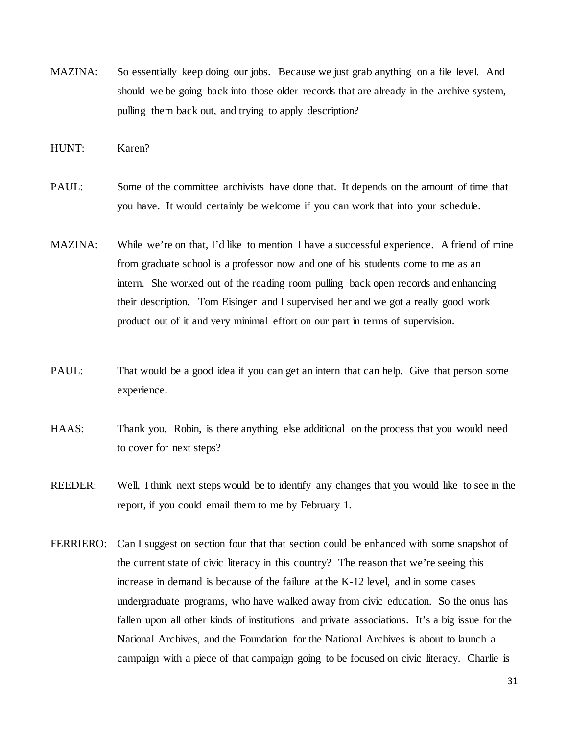MAZINA: So essentially keep doing our jobs. Because we just grab anything on a file level. And should we be going back into those older records that are already in the archive system, pulling them back out, and trying to apply description?

HUNT: Karen?

PAUL: Some of the committee archivists have done that. It depends on the amount of time that you have. It would certainly be welcome if you can work that into your schedule.

MAZINA: While we're on that, I'd like to mention I have a successful experience. A friend of mine from graduate school is a professor now and one of his students come to me as an intern. She worked out of the reading room pulling back open records and enhancing their description. Tom Eisinger and I supervised her and we got a really good work product out of it and very minimal effort on our part in terms of supervision.

PAUL: That would be a good idea if you can get an intern that can help. Give that person some experience.

HAAS: Thank you. Robin, is there anything else additional on the process that you would need to cover for next steps?

REEDER: Well, I think next steps would be to identify any changes that you would like to see in the report, if you could email them to me by February 1.

FERRIERO: Can I suggest on section four that that section could be enhanced with some snapshot of the current state of civic literacy in this country? The reason that we're seeing this increase in demand is because of the failure at the K-12 level, and in some cases undergraduate programs, who have walked away from civic education. So the onus has fallen upon all other kinds of institutions and private associations. It's a big issue for the National Archives, and the Foundation for the National Archives is about to launch a campaign with a piece of that campaign going to be focused on civic literacy. Charlie is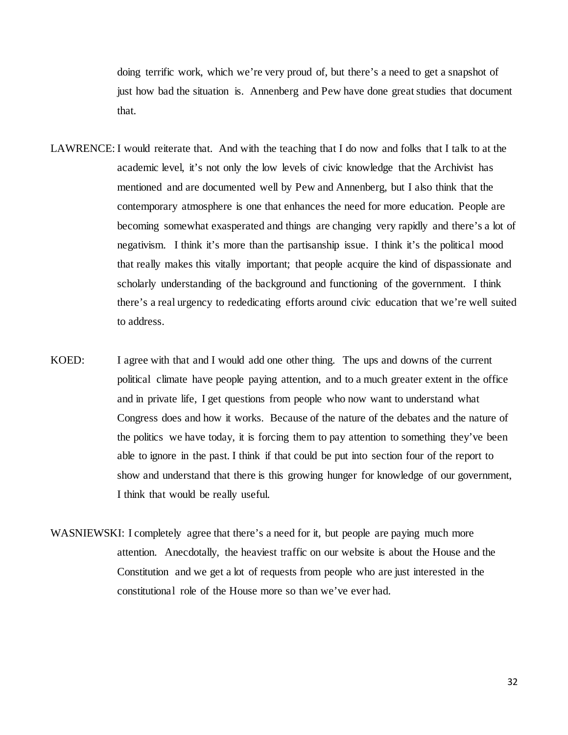doing terrific work, which we're very proud of, but there's a need to get a snapshot of just how bad the situation is. Annenberg and Pew have done great studies that document that.

LAWRENCE: I would reiterate that. And with the teaching that I do now and folks that I talk to at the academic level, it's not only the low levels of civic knowledge that the Archivist has mentioned and are documented well by Pew and Annenberg, but I also think that the contemporary atmosphere is one that enhances the need for more education. People are becoming somewhat exasperated and things are changing very rapidly and there's a lot of negativism. I think it's more than the partisanship issue. I think it's the political mood that really makes this vitally important; that people acquire the kind of dispassionate and scholarly understanding of the background and functioning of the government. I think there's a real urgency to rededicating efforts around civic education that we're well suited to address.

KOED: I agree with that and I would add one other thing. The ups and downs of the current political climate have people paying attention, and to a much greater extent in the office and in private life, I get questions from people who now want to understand what Congress does and how it works. Because of the nature of the debates and the nature of the politics we have today, it is forcing them to pay attention to something they've been able to ignore in the past. I think if that could be put into section four of the report to show and understand that there is this growing hunger for knowledge of our government, I think that would be really useful.

WASNIEWSKI: I completely agree that there's a need for it, but people are paying much more attention. Anecdotally, the heaviest traffic on our website is about the House and the Constitution and we get a lot of requests from people who are just interested in the constitutional role of the House more so than we've ever had.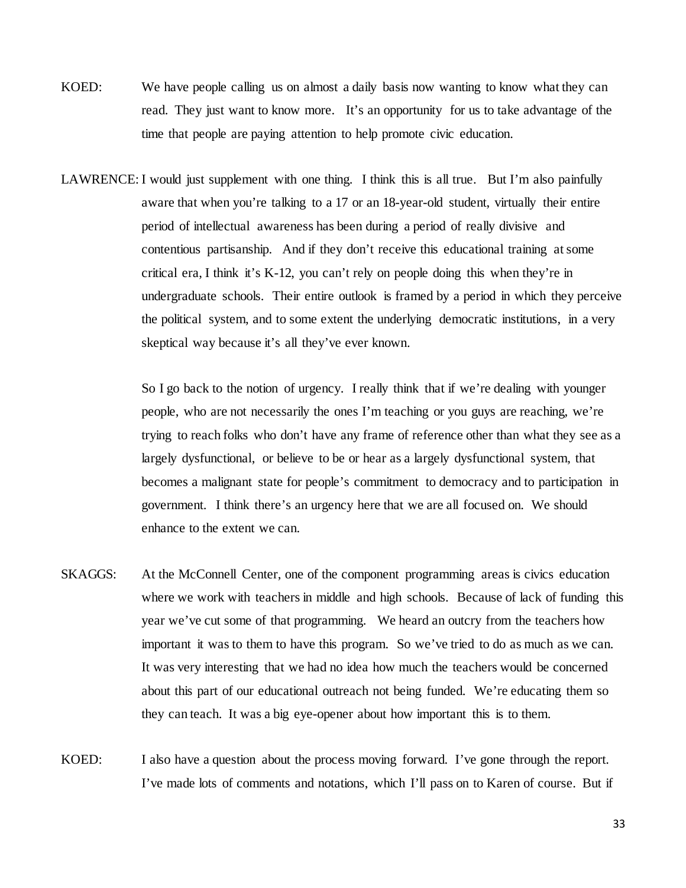KOED: We have people calling us on almost a daily basis now wanting to know what they can read. They just want to know more. It's an opportunity for us to take advantage of the time that people are paying attention to help promote civic education.

LAWRENCE: I would just supplement with one thing. I think this is all true. But I'm also painfully aware that when you're talking to a 17 or an 18-year-old student, virtually their entire period of intellectual awareness has been during a period of really divisive and contentious partisanship. And if they don't receive this educational training at some critical era, I think it's K-12, you can't rely on people doing this when they're in undergraduate schools. Their entire outlook is framed by a period in which they perceive the political system, and to some extent the underlying democratic institutions, in a very skeptical way because it's all they've ever known.

So I go back to the notion of urgency. I really think that if we're dealing with younger people, who are not necessarily the ones I'm teaching or you guys are reaching, we're trying to reach folks who don't have any frame of reference other than what they see as a largely dysfunctional, or believe to be or hear as a largely dysfunctional system, that becomes a malignant state for people's commitment to democracy and to participation in government. I think there's an urgency here that we are all focused on. We should enhance to the extent we can.

SKAGGS: At the McConnell Center, one of the component programming areas is civics education where we work with teachers in middle and high schools. Because of lack of funding this year we've cut some of that programming. We heard an outcry from the teachers how important it was to them to have this program. So we've tried to do as much as we can. It was very interesting that we had no idea how much the teachers would be concerned about this part of our educational outreach not being funded. We're educating them so they can teach. It was a big eye-opener about how important this is to them.

KOED: I also have a question about the process moving forward. I've gone through the report. I've made lots of comments and notations, which I'll pass on to Karen of course. But if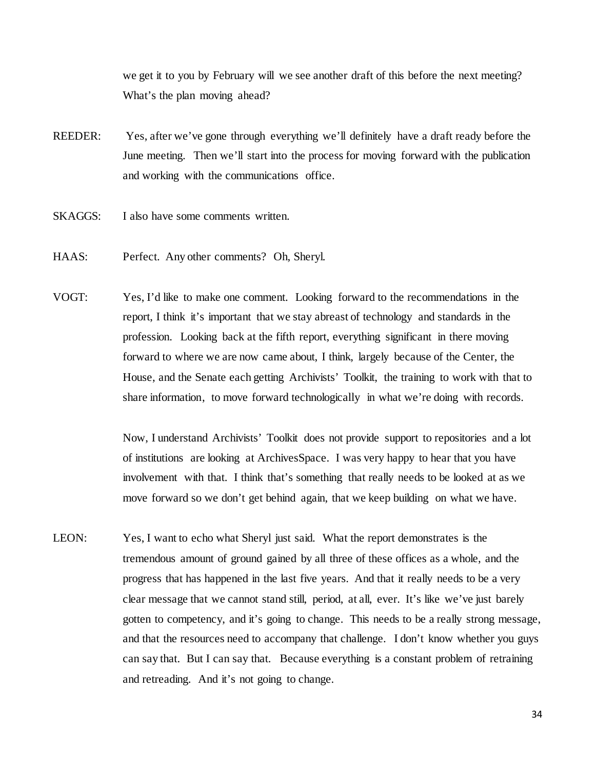we get it to you by February will we see another draft of this before the next meeting? What's the plan moving ahead?

REEDER: Yes, after we've gone through everything we'll definitely have a draft ready before the June meeting. Then we'll start into the process for moving forward with the publication and working with the communications office.

SKAGGS: I also have some comments written.

HAAS: Perfect. Any other comments? Oh, Sheryl.

VOGT: Yes, I'd like to make one comment. Looking forward to the recommendations in the report, I think it's important that we stay abreast of technology and standards in the profession. Looking back at the fifth report, everything significant in there moving forward to where we are now came about, I think, largely because of the Center, the House, and the Senate each getting Archivists' Toolkit, the training to work with that to share information, to move forward technologically in what we're doing with records.

Now, I understand Archivists' Toolkit does not provide support to repositories and a lot of institutions are looking at ArchivesSpace. I was very happy to hear that you have involvement with that. I think that's something that really needs to be looked at as we move forward so we don't get behind again, that we keep building on what we have.

LEON: Yes, I want to echo what Sheryl just said. What the report demonstrates is the tremendous amount of ground gained by all three of these offices as a whole, and the progress that has happened in the last five years. And that it really needs to be a very clear message that we cannot stand still, period, at all, ever. It's like we've just barely gotten to competency, and it's going to change. This needs to be a really strong message, and that the resources need to accompany that challenge. I don't know whether you guys can say that. But I can say that. Because everything is a constant problem of retraining and retreading. And it's not going to change.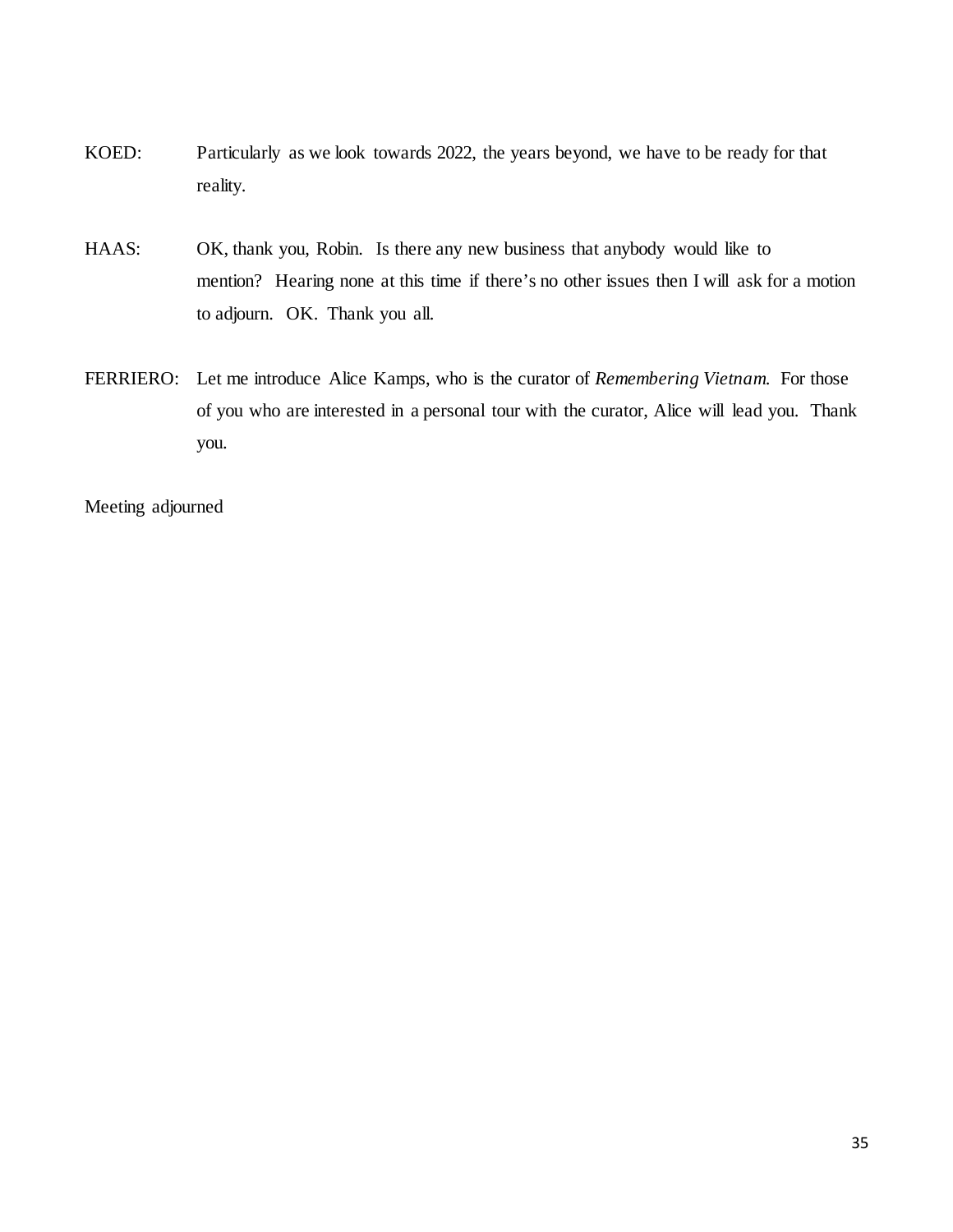KOED: Particularly as we look towards 2022, the years beyond, we have to be ready for that reality.

HAAS: OK, thank you, Robin. Is there any new business that anybody would like to mention? Hearing none at this time if there's no other issues then I will ask for a motion to adjourn. OK. Thank you all.

FERRIERO: Let me introduce Alice Kamps, who is the curator of *Remembering Vietnam*. For those of you who are interested in a personal tour with the curator, Alice will lead you. Thank you.

Meeting adjourned